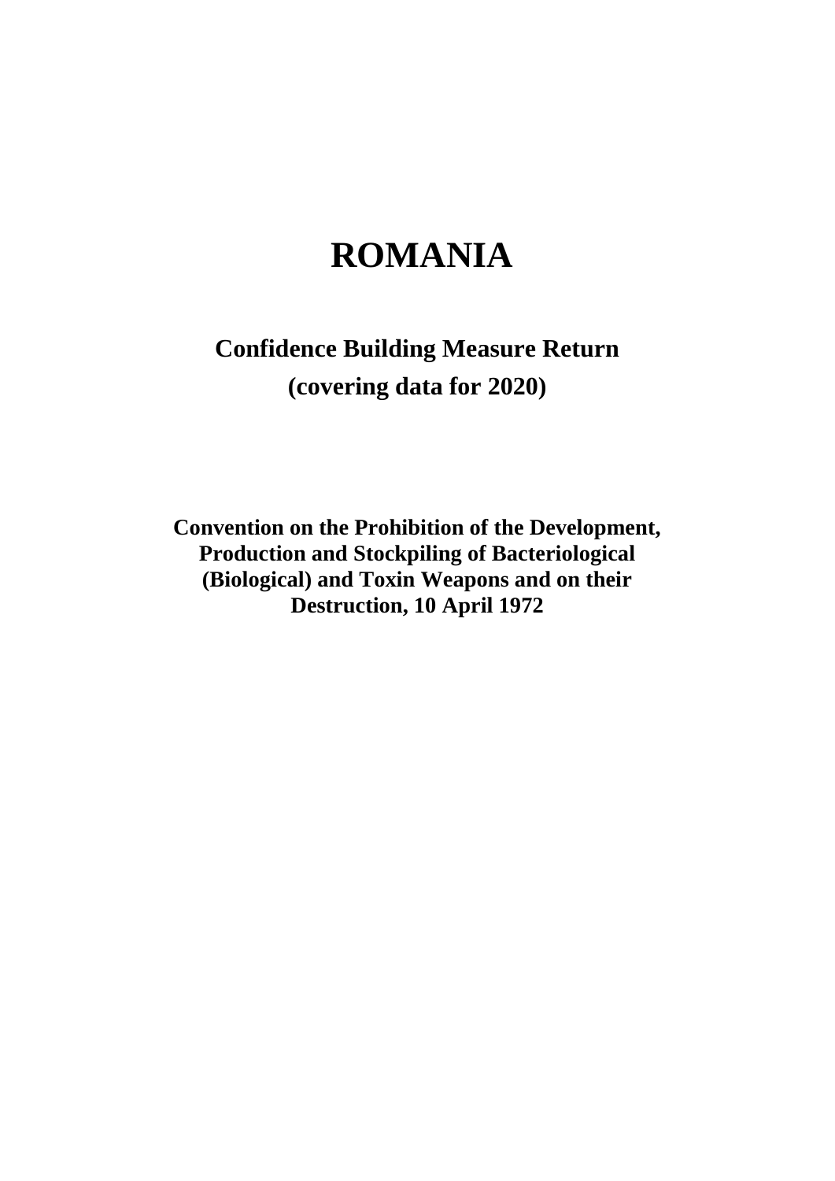# ROMANIA

## Confidence Building Measure Return
## (covering data for 2020)

**Convention on the Prohibition of the Development, Production and Stockpiling of Bacteriological (Biological) and Toxin Weapons and on their Destruction, 10 April 1972**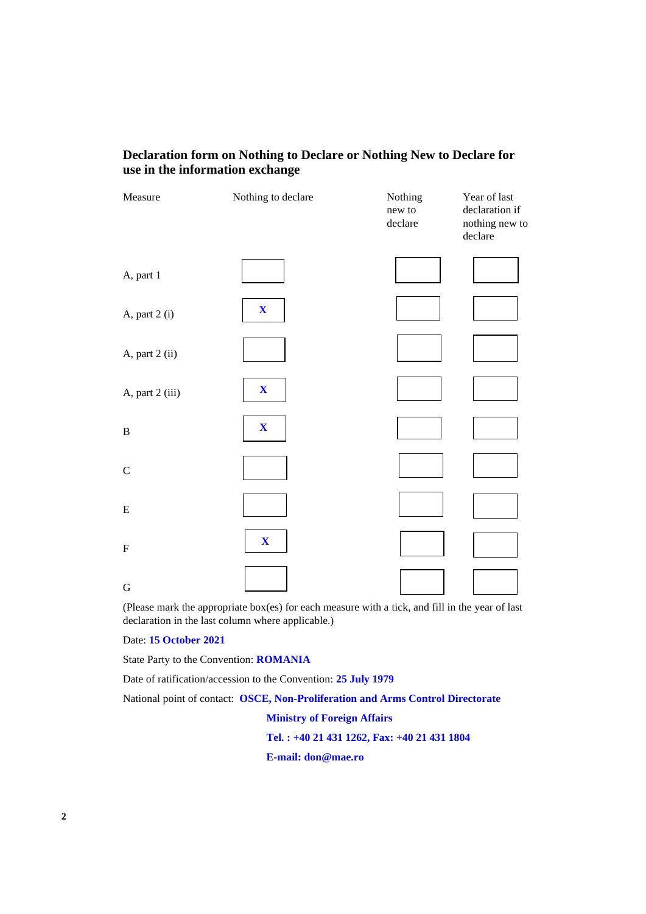## Declaration form on Nothing to Declare or Nothing New to Declare for use in the information exchange

| Measure | Nothing to declare | Nothing new to declare | Year of last declaration if nothing new to declare |
|---|---|---|---|
| A, part 1 | | | |
| A, part 2 (i) | **X** | | |
| A, part 2 (ii) | | | |
| A, part 2 (iii) | **X** | | |
| B | **X** | | |
| C | | | |
| E | | | |
| F | **X** | | |
| G | | | |

(Please mark the appropriate box(es) for each measure with a tick, and fill in the year of last declaration in the last column where applicable.)

Date: **15 October 2021**

State Party to the Convention: **ROMANIA**

Date of ratification/accession to the Convention: **25 July 1979**

National point of contact: **OSCE, Non-Proliferation and Arms Control Directorate**

**Ministry of Foreign Affairs**

**Tel. : +40 21 431 1262, Fax: +40 21 431 1804**

**E-mail: don@mae.ro**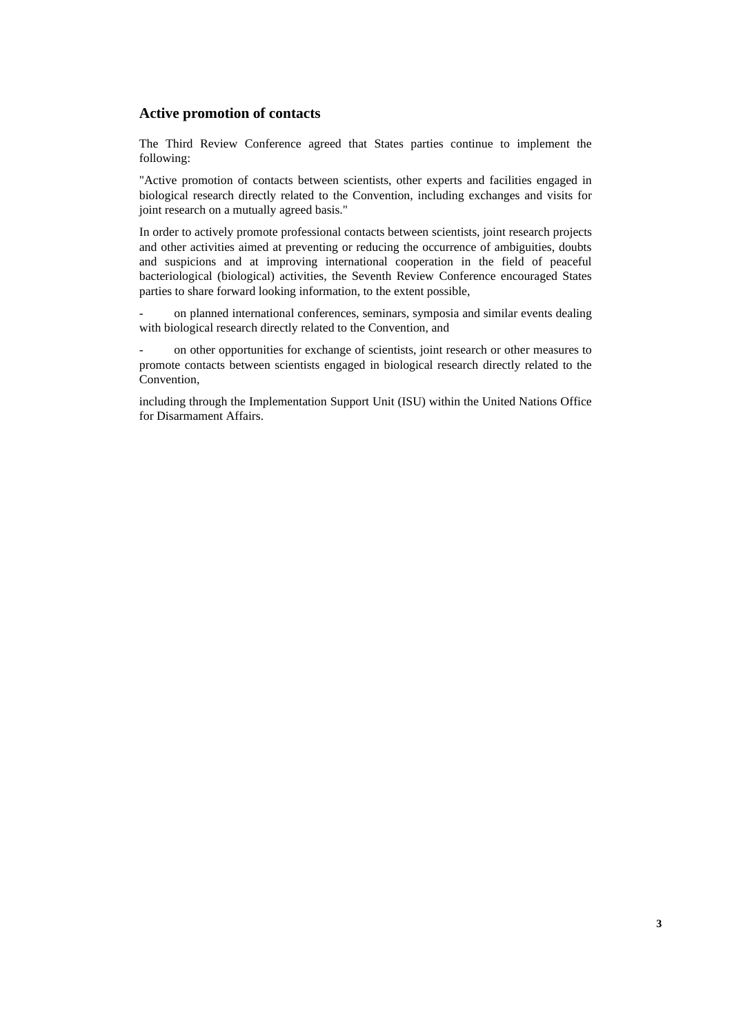## Active promotion of contacts

The Third Review Conference agreed that States parties continue to implement the following:

"Active promotion of contacts between scientists, other experts and facilities engaged in biological research directly related to the Convention, including exchanges and visits for joint research on a mutually agreed basis."

In order to actively promote professional contacts between scientists, joint research projects and other activities aimed at preventing or reducing the occurrence of ambiguities, doubts and suspicions and at improving international cooperation in the field of peaceful bacteriological (biological) activities, the Seventh Review Conference encouraged States parties to share forward looking information, to the extent possible,

- on planned international conferences, seminars, symposia and similar events dealing with biological research directly related to the Convention, and

- on other opportunities for exchange of scientists, joint research or other measures to promote contacts between scientists engaged in biological research directly related to the Convention,

including through the Implementation Support Unit (ISU) within the United Nations Office for Disarmament Affairs.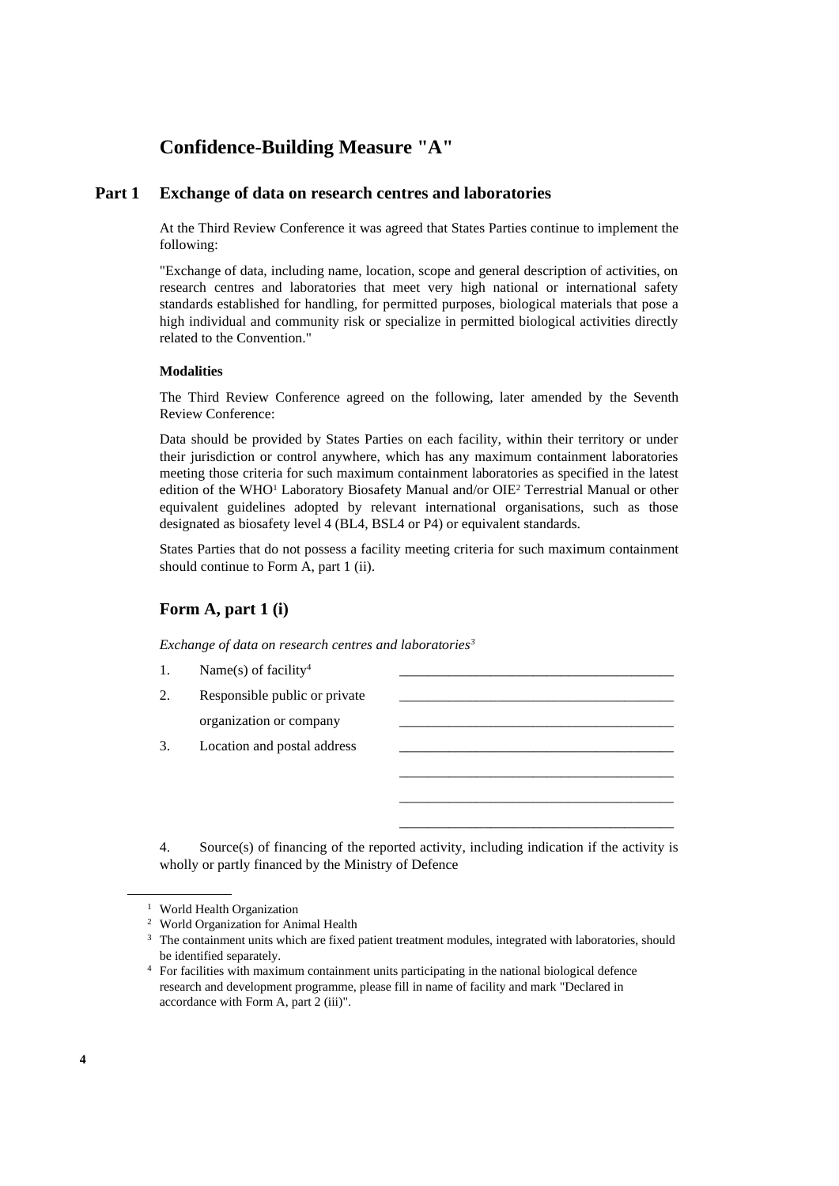# Confidence-Building Measure "A"

## Part 1 Exchange of data on research centres and laboratories

At the Third Review Conference it was agreed that States Parties continue to implement the following:

"Exchange of data, including name, location, scope and general description of activities, on research centres and laboratories that meet very high national or international safety standards established for handling, for permitted purposes, biological materials that pose a high individual and community risk or specialize in permitted biological activities directly related to the Convention."

**Modalities**

The Third Review Conference agreed on the following, later amended by the Seventh Review Conference:

Data should be provided by States Parties on each facility, within their territory or under their jurisdiction or control anywhere, which has any maximum containment laboratories meeting those criteria for such maximum containment laboratories as specified in the latest edition of the WHO[1] Laboratory Biosafety Manual and/or OIE[2] Terrestrial Manual or other equivalent guidelines adopted by relevant international organisations, such as those designated as biosafety level 4 (BL4, BSL4 or P4) or equivalent standards.

States Parties that do not possess a facility meeting criteria for such maximum containment should continue to Form A, part 1 (ii).

### Form A, part 1 (i)

*Exchange of data on research centres and laboratories[3]*

1. Name(s) of facility[4] \_\_\_\_\_\_\_\_\_\_\_\_\_\_\_\_\_\_\_\_\_\_\_\_\_\_\_\_\_\_\_\_\_\_\_\_\_\_\_\_
2. Responsible public or private organization or company \_\_\_\_\_\_\_\_\_\_\_\_\_\_\_\_\_\_\_\_\_\_\_\_\_\_\_\_\_\_\_\_\_\_\_\_\_\_\_\_
\_\_\_\_\_\_\_\_\_\_\_\_\_\_\_\_\_\_\_\_\_\_\_\_\_\_\_\_\_\_\_\_\_\_\_\_\_\_\_\_
3. Location and postal address \_\_\_\_\_\_\_\_\_\_\_\_\_\_\_\_\_\_\_\_\_\_\_\_\_\_\_\_\_\_\_\_\_\_\_\_\_\_\_\_
\_\_\_\_\_\_\_\_\_\_\_\_\_\_\_\_\_\_\_\_\_\_\_\_\_\_\_\_\_\_\_\_\_\_\_\_\_\_\_\_
\_\_\_\_\_\_\_\_\_\_\_\_\_\_\_\_\_\_\_\_\_\_\_\_\_\_\_\_\_\_\_\_\_\_\_\_\_\_\_\_
\_\_\_\_\_\_\_\_\_\_\_\_\_\_\_\_\_\_\_\_\_\_\_\_\_\_\_\_\_\_\_\_\_\_\_\_\_\_\_\_
4. Source(s) of financing of the reported activity, including indication if the activity is wholly or partly financed by the Ministry of Defence

---

[1] World Health Organization

[2] World Organization for Animal Health

[3] The containment units which are fixed patient treatment modules, integrated with laboratories, should be identified separately.

[4] For facilities with maximum containment units participating in the national biological defence research and development programme, please fill in name of facility and mark "Declared in accordance with Form A, part 2 (iii)".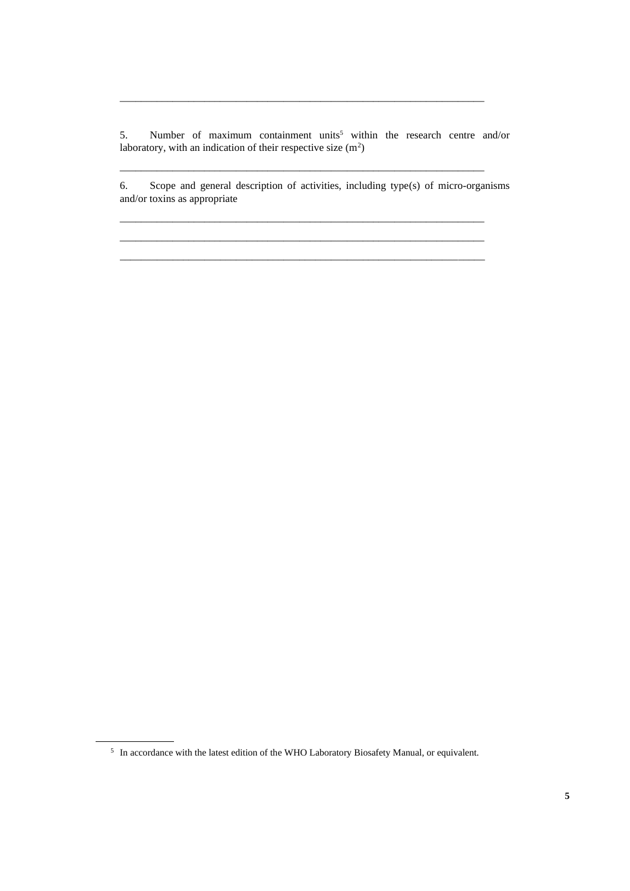\_\_\_\_\_\_\_\_\_\_\_\_\_\_\_\_\_\_\_\_\_\_\_\_\_\_\_\_\_\_\_\_\_\_\_\_\_\_\_\_\_\_\_\_\_\_\_\_\_\_\_\_\_\_\_\_\_\_\_\_\_\_\_\_\_\_\_\_\_\_

5. Number of maximum containment units[5] within the research centre and/or laboratory, with an indication of their respective size ($m^2$)

\_\_\_\_\_\_\_\_\_\_\_\_\_\_\_\_\_\_\_\_\_\_\_\_\_\_\_\_\_\_\_\_\_\_\_\_\_\_\_\_\_\_\_\_\_\_\_\_\_\_\_\_\_\_\_\_\_\_\_\_\_\_\_\_\_\_\_\_\_\_

6. Scope and general description of activities, including type(s) of micro-organisms and/or toxins as appropriate

\_\_\_\_\_\_\_\_\_\_\_\_\_\_\_\_\_\_\_\_\_\_\_\_\_\_\_\_\_\_\_\_\_\_\_\_\_\_\_\_\_\_\_\_\_\_\_\_\_\_\_\_\_\_\_\_\_\_\_\_\_\_\_\_\_\_\_\_\_\_

\_\_\_\_\_\_\_\_\_\_\_\_\_\_\_\_\_\_\_\_\_\_\_\_\_\_\_\_\_\_\_\_\_\_\_\_\_\_\_\_\_\_\_\_\_\_\_\_\_\_\_\_\_\_\_\_\_\_\_\_\_\_\_\_\_\_\_\_\_\_

\_\_\_\_\_\_\_\_\_\_\_\_\_\_\_\_\_\_\_\_\_\_\_\_\_\_\_\_\_\_\_\_\_\_\_\_\_\_\_\_\_\_\_\_\_\_\_\_\_\_\_\_\_\_\_\_\_\_\_\_\_\_\_\_\_\_\_\_\_\_

---

[5] In accordance with the latest edition of the WHO Laboratory Biosafety Manual, or equivalent.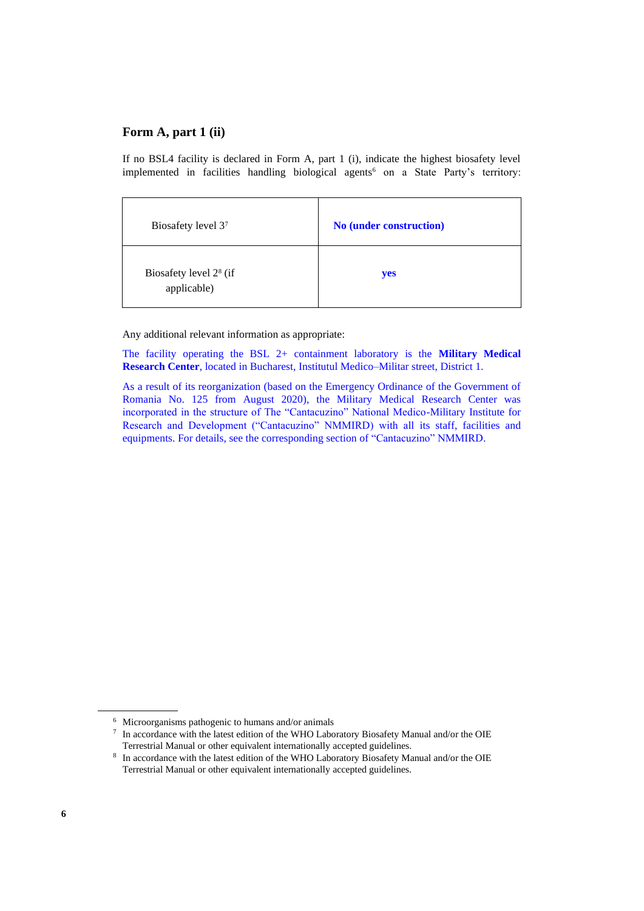## Form A, part 1 (ii)

If no BSL4 facility is declared in Form A, part 1 (i), indicate the highest biosafety level implemented in facilities handling biological agents[6] on a State Party's territory:

| | |
|---|---|
| Biosafety level 3[7] | **No (under construction)** |
| Biosafety level 2[8] (if applicable) | **yes** |

Any additional relevant information as appropriate:

The facility operating the BSL 2+ containment laboratory is the **Military Medical Research Center**, located in Bucharest, Institutul Medico–Militar street, District 1.

As a result of its reorganization (based on the Emergency Ordinance of the Government of Romania No. 125 from August 2020), the Military Medical Research Center was incorporated in the structure of The "Cantacuzino" National Medico-Military Institute for Research and Development ("Cantacuzino" NMMIRD) with all its staff, facilities and equipments. For details, see the corresponding section of "Cantacuzino" NMMIRD.

---

[6] Microorganisms pathogenic to humans and/or animals

[7] In accordance with the latest edition of the WHO Laboratory Biosafety Manual and/or the OIE Terrestrial Manual or other equivalent internationally accepted guidelines.

[8] In accordance with the latest edition of the WHO Laboratory Biosafety Manual and/or the OIE Terrestrial Manual or other equivalent internationally accepted guidelines.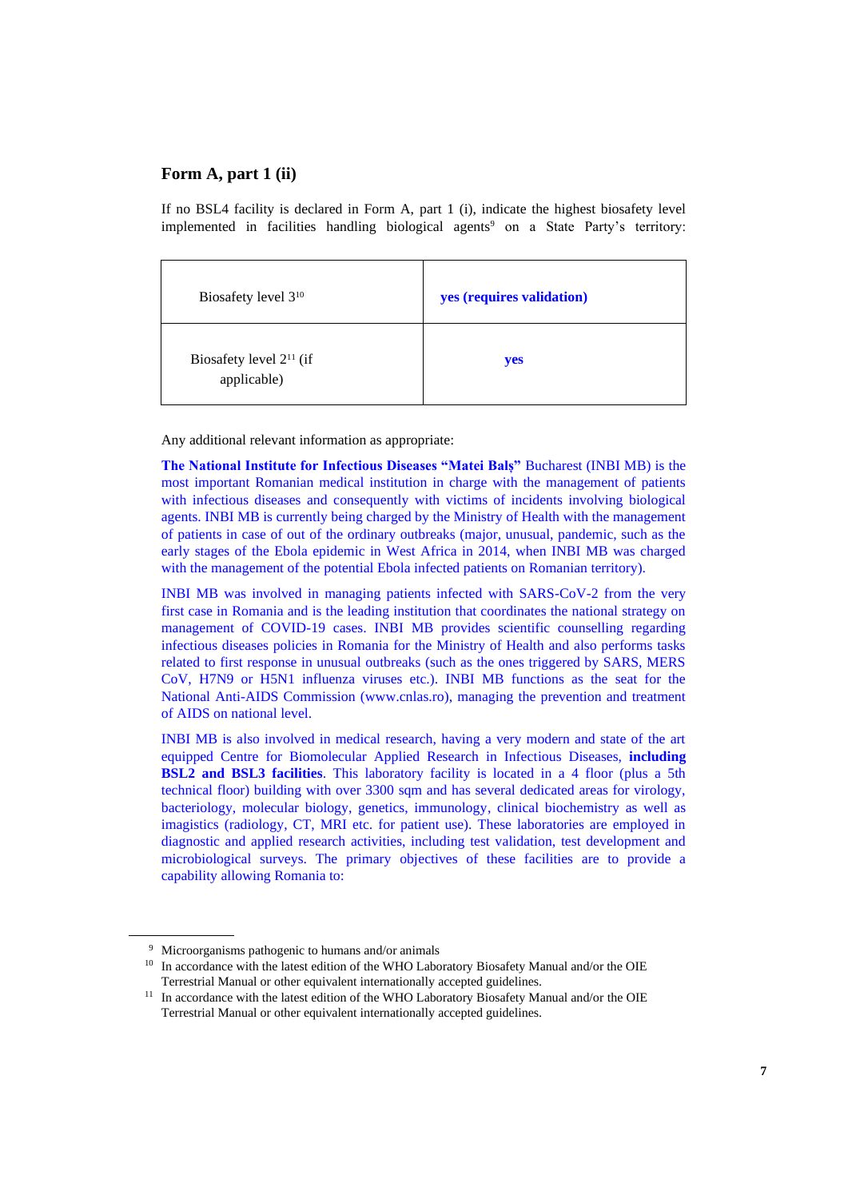## Form A, part 1 (ii)

If no BSL4 facility is declared in Form A, part 1 (i), indicate the highest biosafety level implemented in facilities handling biological agents[9] on a State Party's territory:

| | |
|---|---|
| Biosafety level 3[10] | **yes (requires validation)** |
| Biosafety level 2[11] (if applicable) | **yes** |

Any additional relevant information as appropriate:

**The National Institute for Infectious Diseases "Matei Balş"** Bucharest (INBI MB) is the most important Romanian medical institution in charge with the management of patients with infectious diseases and consequently with victims of incidents involving biological agents. INBI MB is currently being charged by the Ministry of Health with the management of patients in case of out of the ordinary outbreaks (major, unusual, pandemic, such as the early stages of the Ebola epidemic in West Africa in 2014, when INBI MB was charged with the management of the potential Ebola infected patients on Romanian territory).

INBI MB was involved in managing patients infected with SARS-CoV-2 from the very first case in Romania and is the leading institution that coordinates the national strategy on management of COVID-19 cases. INBI MB provides scientific counselling regarding infectious diseases policies in Romania for the Ministry of Health and also performs tasks related to first response in unusual outbreaks (such as the ones triggered by SARS, MERS CoV, H7N9 or H5N1 influenza viruses etc.). INBI MB functions as the seat for the National Anti-AIDS Commission (www.cnlas.ro), managing the prevention and treatment of AIDS on national level.

INBI MB is also involved in medical research, having a very modern and state of the art equipped Centre for Biomolecular Applied Research in Infectious Diseases, **including BSL2 and BSL3 facilities**. This laboratory facility is located in a 4 floor (plus a 5th technical floor) building with over 3300 sqm and has several dedicated areas for virology, bacteriology, molecular biology, genetics, immunology, clinical biochemistry as well as imagistics (radiology, CT, MRI etc. for patient use). These laboratories are employed in diagnostic and applied research activities, including test validation, test development and microbiological surveys. The primary objectives of these facilities are to provide a capability allowing Romania to:

---

[9] Microorganisms pathogenic to humans and/or animals

[10] In accordance with the latest edition of the WHO Laboratory Biosafety Manual and/or the OIE Terrestrial Manual or other equivalent internationally accepted guidelines.

[11] In accordance with the latest edition of the WHO Laboratory Biosafety Manual and/or the OIE Terrestrial Manual or other equivalent internationally accepted guidelines.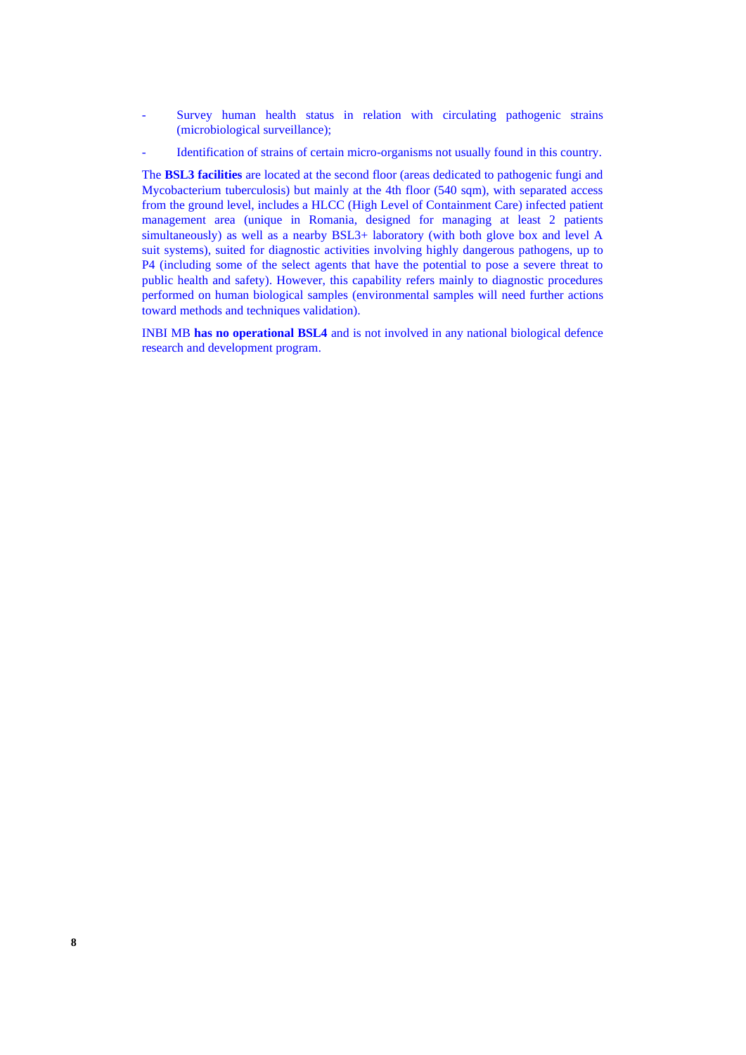- Survey human health status in relation with circulating pathogenic strains (microbiological surveillance);
- Identification of strains of certain micro-organisms not usually found in this country.

The **BSL3 facilities** are located at the second floor (areas dedicated to pathogenic fungi and Mycobacterium tuberculosis) but mainly at the 4th floor (540 sqm), with separated access from the ground level, includes a HLCC (High Level of Containment Care) infected patient management area (unique in Romania, designed for managing at least 2 patients simultaneously) as well as a nearby BSL3+ laboratory (with both glove box and level A suit systems), suited for diagnostic activities involving highly dangerous pathogens, up to P4 (including some of the select agents that have the potential to pose a severe threat to public health and safety). However, this capability refers mainly to diagnostic procedures performed on human biological samples (environmental samples will need further actions toward methods and techniques validation).

INBI MB **has no operational BSL4** and is not involved in any national biological defence research and development program.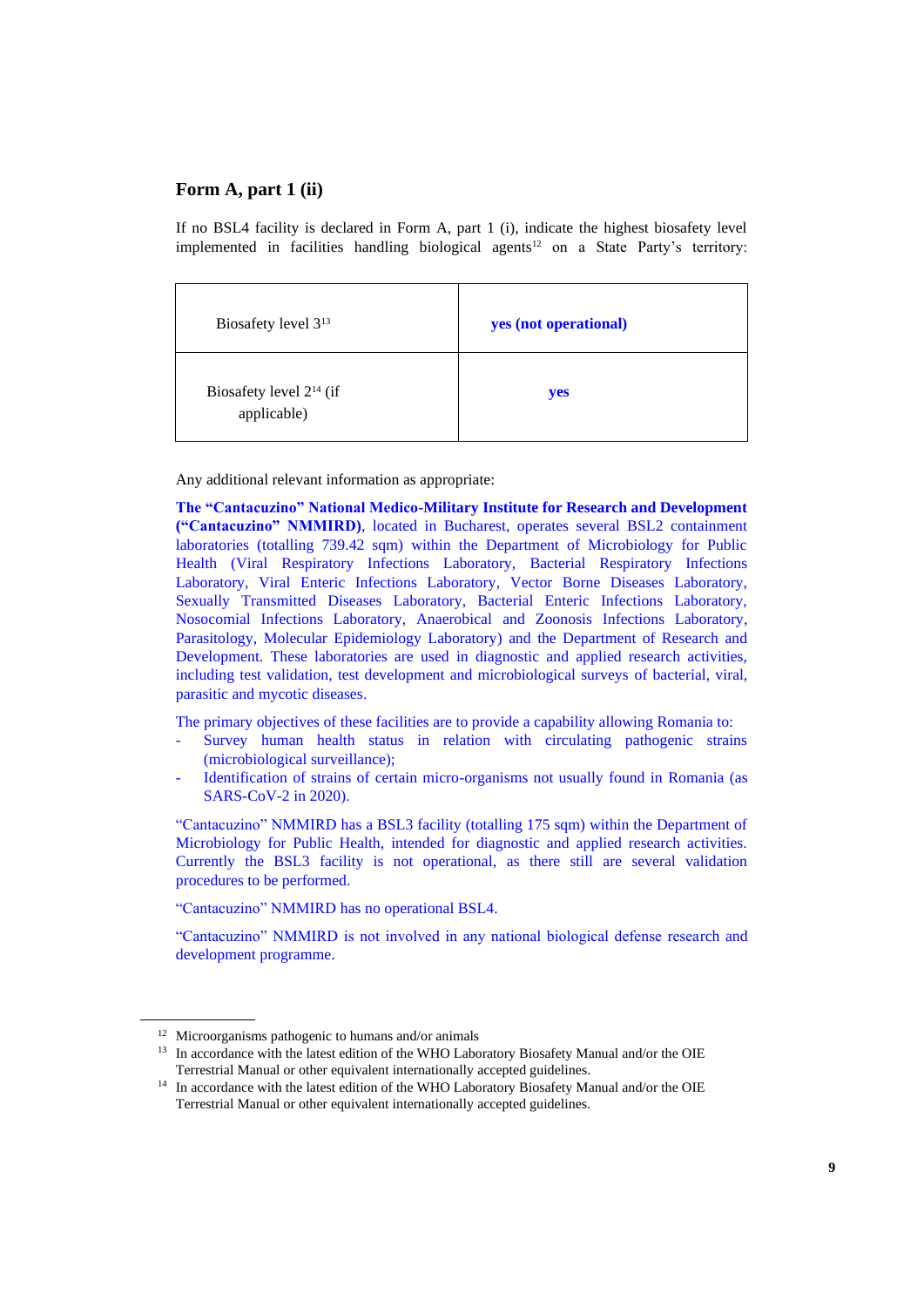## Form A, part 1 (ii)

If no BSL4 facility is declared in Form A, part 1 (i), indicate the highest biosafety level implemented in facilities handling biological agents[12] on a State Party's territory:

| | |
|---|---|
| Biosafety level 3[13] | **yes (not operational)** |
| Biosafety level 2[14] (if applicable) | **yes** |

Any additional relevant information as appropriate:

**The "Cantacuzino" National Medico-Military Institute for Research and Development ("Cantacuzino" NMMIRD)**, located in Bucharest, operates several BSL2 containment laboratories (totalling 739.42 sqm) within the Department of Microbiology for Public Health (Viral Respiratory Infections Laboratory, Bacterial Respiratory Infections Laboratory, Viral Enteric Infections Laboratory, Vector Borne Diseases Laboratory, Sexually Transmitted Diseases Laboratory, Bacterial Enteric Infections Laboratory, Nosocomial Infections Laboratory, Anaerobical and Zoonosis Infections Laboratory, Parasitology, Molecular Epidemiology Laboratory) and the Department of Research and Development. These laboratories are used in diagnostic and applied research activities, including test validation, test development and microbiological surveys of bacterial, viral, parasitic and mycotic diseases.

The primary objectives of these facilities are to provide a capability allowing Romania to:

- Survey human health status in relation with circulating pathogenic strains (microbiological surveillance);
- Identification of strains of certain micro-organisms not usually found in Romania (as SARS-CoV-2 in 2020).

"Cantacuzino" NMMIRD has a BSL3 facility (totalling 175 sqm) within the Department of Microbiology for Public Health, intended for diagnostic and applied research activities. Currently the BSL3 facility is not operational, as there still are several validation procedures to be performed.

"Cantacuzino" NMMIRD has no operational BSL4.

"Cantacuzino" NMMIRD is not involved in any national biological defense research and development programme.

---

[12] Microorganisms pathogenic to humans and/or animals

[13] In accordance with the latest edition of the WHO Laboratory Biosafety Manual and/or the OIE Terrestrial Manual or other equivalent internationally accepted guidelines.

[14] In accordance with the latest edition of the WHO Laboratory Biosafety Manual and/or the OIE Terrestrial Manual or other equivalent internationally accepted guidelines.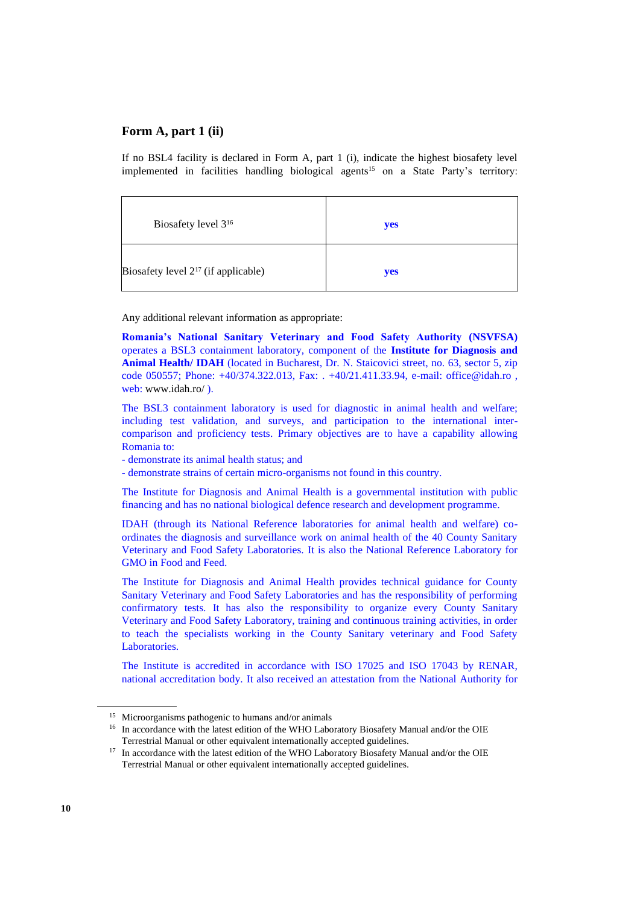## Form A, part 1 (ii)

If no BSL4 facility is declared in Form A, part 1 (i), indicate the highest biosafety level implemented in facilities handling biological agents[15] on a State Party's territory:

| | |
|---|---|
| Biosafety level 3[16] | **yes** |
| Biosafety level 2[17] (if applicable) | **yes** |

Any additional relevant information as appropriate:

**Romania's National Sanitary Veterinary and Food Safety Authority (NSVFSA)** operates a BSL3 containment laboratory, component of the **Institute for Diagnosis and Animal Health/ IDAH** (located in Bucharest, Dr. N. Staicovici street, no. 63, sector 5, zip code 050557; Phone: +40/374.322.013, Fax: . +40/21.411.33.94, e-mail: office@idah.ro , web: www.idah.ro/ ).

The BSL3 containment laboratory is used for diagnostic in animal health and welfare; including test validation, and surveys, and participation to the international inter-comparison and proficiency tests. Primary objectives are to have a capability allowing Romania to:

- demonstrate its animal health status; and
- demonstrate strains of certain micro-organisms not found in this country.

The Institute for Diagnosis and Animal Health is a governmental institution with public financing and has no national biological defence research and development programme.

IDAH (through its National Reference laboratories for animal health and welfare) co-ordinates the diagnosis and surveillance work on animal health of the 40 County Sanitary Veterinary and Food Safety Laboratories. It is also the National Reference Laboratory for GMO in Food and Feed.

The Institute for Diagnosis and Animal Health provides technical guidance for County Sanitary Veterinary and Food Safety Laboratories and has the responsibility of performing confirmatory tests. It has also the responsibility to organize every County Sanitary Veterinary and Food Safety Laboratory, training and continuous training activities, in order to teach the specialists working in the County Sanitary veterinary and Food Safety Laboratories.

The Institute is accredited in accordance with ISO 17025 and ISO 17043 by RENAR, national accreditation body. It also received an attestation from the National Authority for

---

[15] Microorganisms pathogenic to humans and/or animals

[16] In accordance with the latest edition of the WHO Laboratory Biosafety Manual and/or the OIE Terrestrial Manual or other equivalent internationally accepted guidelines.

[17] In accordance with the latest edition of the WHO Laboratory Biosafety Manual and/or the OIE Terrestrial Manual or other equivalent internationally accepted guidelines.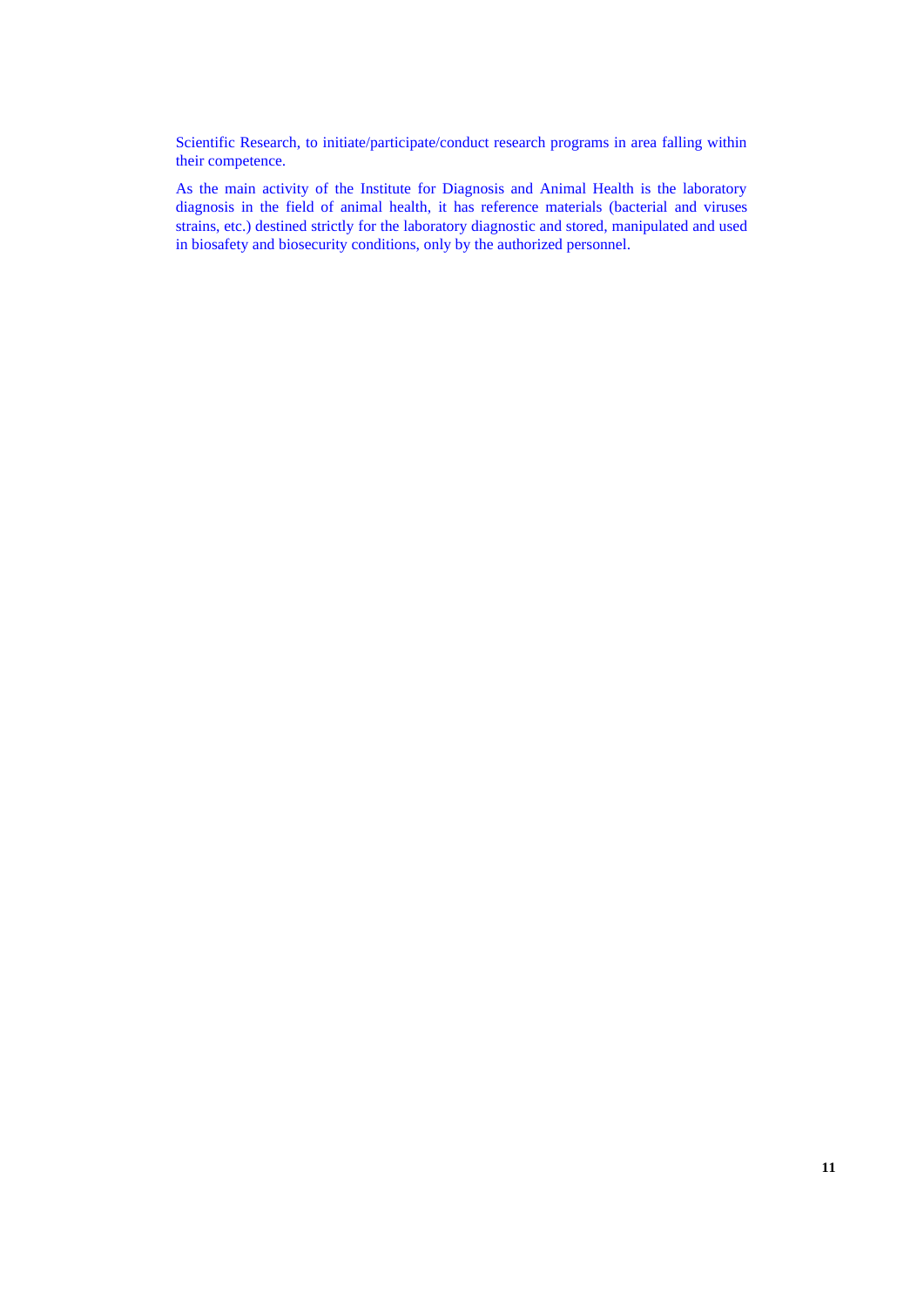Scientific Research, to initiate/participate/conduct research programs in area falling within their competence.

As the main activity of the Institute for Diagnosis and Animal Health is the laboratory diagnosis in the field of animal health, it has reference materials (bacterial and viruses strains, etc.) destined strictly for the laboratory diagnostic and stored, manipulated and used in biosafety and biosecurity conditions, only by the authorized personnel.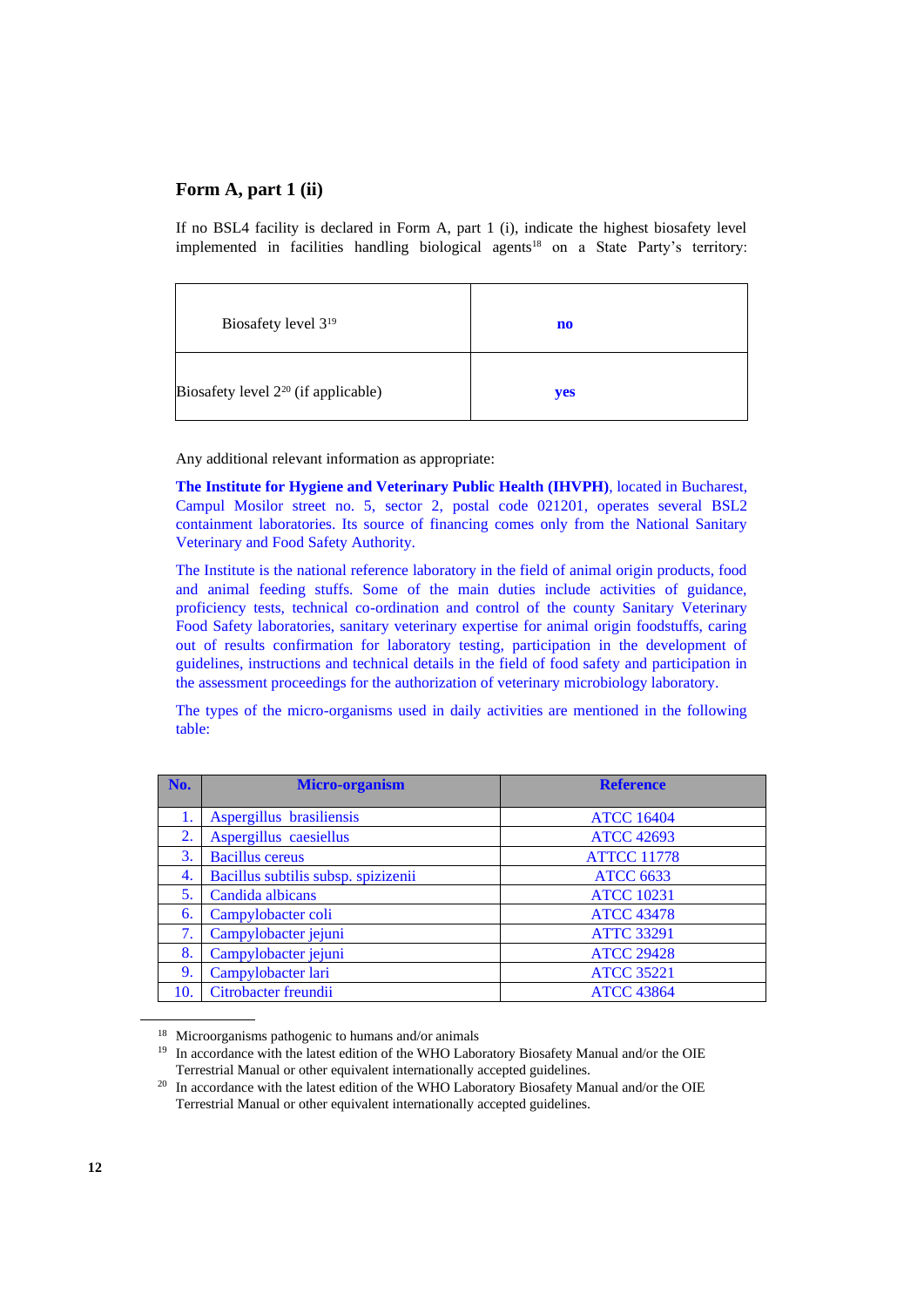## Form A, part 1 (ii)

If no BSL4 facility is declared in Form A, part 1 (i), indicate the highest biosafety level implemented in facilities handling biological agents[18] on a State Party's territory:

| | |
|---|---|
| Biosafety level 3[19] | **no** |
| Biosafety level 2[20] (if applicable) | **yes** |

Any additional relevant information as appropriate:

**The Institute for Hygiene and Veterinary Public Health (IHVPH)**, located in Bucharest, Campul Mosilor street no. 5, sector 2, postal code 021201, operates several BSL2 containment laboratories. Its source of financing comes only from the National Sanitary Veterinary and Food Safety Authority.

The Institute is the national reference laboratory in the field of animal origin products, food and animal feeding stuffs. Some of the main duties include activities of guidance, proficiency tests, technical co-ordination and control of the county Sanitary Veterinary Food Safety laboratories, sanitary veterinary expertise for animal origin foodstuffs, caring out of results confirmation for laboratory testing, participation in the development of guidelines, instructions and technical details in the field of food safety and participation in the assessment proceedings for the authorization of veterinary microbiology laboratory.

The types of the micro-organisms used in daily activities are mentioned in the following table:

| No. | Micro-organism | Reference |
|---|---|---|
| 1. | Aspergillus brasiliensis | ATCC 16404 |
| 2. | Aspergillus caesiellus | ATCC 42693 |
| 3. | Bacillus cereus | ATTCC 11778 |
| 4. | Bacillus subtilis subsp. spizizenii | ATCC 6633 |
| 5. | Candida albicans | ATCC 10231 |
| 6. | Campylobacter coli | ATCC 43478 |
| 7. | Campylobacter jejuni | ATTC 33291 |
| 8. | Campylobacter jejuni | ATCC 29428 |
| 9. | Campylobacter lari | ATCC 35221 |
| 10. | Citrobacter freundii | ATCC 43864 |

[18] Microorganisms pathogenic to humans and/or animals

[19] In accordance with the latest edition of the WHO Laboratory Biosafety Manual and/or the OIE Terrestrial Manual or other equivalent internationally accepted guidelines.

[20] In accordance with the latest edition of the WHO Laboratory Biosafety Manual and/or the OIE Terrestrial Manual or other equivalent internationally accepted guidelines.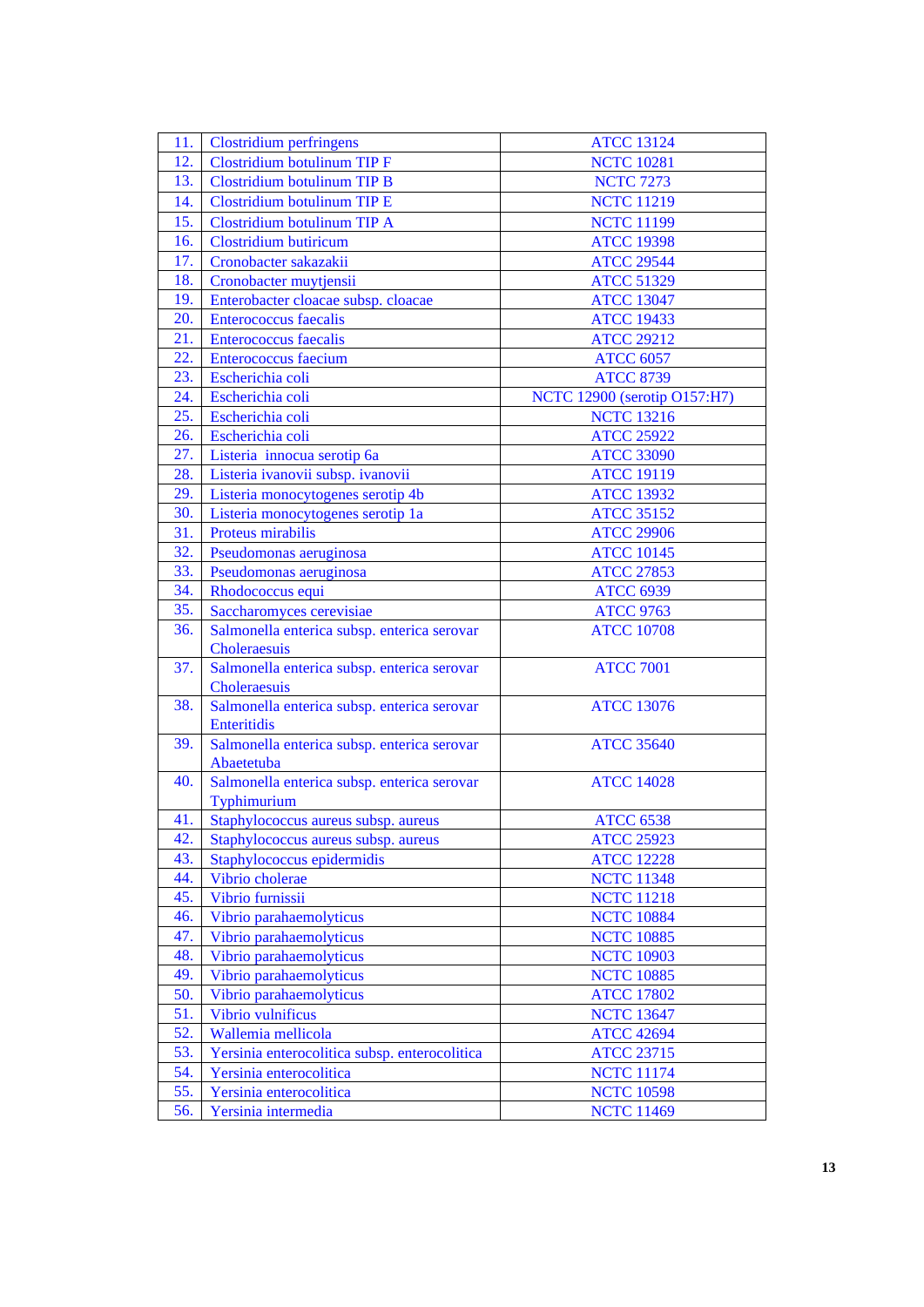| | | |
|---|---|---|
| 11. | Clostridium perfringens | ATCC 13124 |
| 12. | Clostridium botulinum TIP F | NCTC 10281 |
| 13. | Clostridium botulinum TIP B | NCTC 7273 |
| 14. | Clostridium botulinum TIP E | NCTC 11219 |
| 15. | Clostridium botulinum TIP A | NCTC 11199 |
| 16. | Clostridium butiricum | ATCC 19398 |
| 17. | Cronobacter sakazakii | ATCC 29544 |
| 18. | Cronobacter muytjensii | ATCC 51329 |
| 19. | Enterobacter cloacae subsp. cloacae | ATCC 13047 |
| 20. | Enterococcus faecalis | ATCC 19433 |
| 21. | Enterococcus faecalis | ATCC 29212 |
| 22. | Enterococcus faecium | ATCC 6057 |
| 23. | Escherichia coli | ATCC 8739 |
| 24. | Escherichia coli | NCTC 12900 (serotip O157:H7) |
| 25. | Escherichia coli | NCTC 13216 |
| 26. | Escherichia coli | ATCC 25922 |
| 27. | Listeria innocua serotip 6a | ATCC 33090 |
| 28. | Listeria ivanovii subsp. ivanovii | ATCC 19119 |
| 29. | Listeria monocytogenes serotip 4b | ATCC 13932 |
| 30. | Listeria monocytogenes serotip 1a | ATCC 35152 |
| 31. | Proteus mirabilis | ATCC 29906 |
| 32. | Pseudomonas aeruginosa | ATCC 10145 |
| 33. | Pseudomonas aeruginosa | ATCC 27853 |
| 34. | Rhodococcus equi | ATCC 6939 |
| 35. | Saccharomyces cerevisiae | ATCC 9763 |
| 36. | Salmonella enterica subsp. enterica serovar Choleraesuis | ATCC 10708 |
| 37. | Salmonella enterica subsp. enterica serovar Choleraesuis | ATCC 7001 |
| 38. | Salmonella enterica subsp. enterica serovar Enteritidis | ATCC 13076 |
| 39. | Salmonella enterica subsp. enterica serovar Abaetetuba | ATCC 35640 |
| 40. | Salmonella enterica subsp. enterica serovar Typhimurium | ATCC 14028 |
| 41. | Staphylococcus aureus subsp. aureus | ATCC 6538 |
| 42. | Staphylococcus aureus subsp. aureus | ATCC 25923 |
| 43. | Staphylococcus epidermidis | ATCC 12228 |
| 44. | Vibrio cholerae | NCTC 11348 |
| 45. | Vibrio furnissii | NCTC 11218 |
| 46. | Vibrio parahaemolyticus | NCTC 10884 |
| 47. | Vibrio parahaemolyticus | NCTC 10885 |
| 48. | Vibrio parahaemolyticus | NCTC 10903 |
| 49. | Vibrio parahaemolyticus | NCTC 10885 |
| 50. | Vibrio parahaemolyticus | ATCC 17802 |
| 51. | Vibrio vulnificus | NCTC 13647 |
| 52. | Wallemia mellicola | ATCC 42694 |
| 53. | Yersinia enterocolitica subsp. enterocolitica | ATCC 23715 |
| 54. | Yersinia enterocolitica | NCTC 11174 |
| 55. | Yersinia enterocolitica | NCTC 10598 |
| 56. | Yersinia intermedia | NCTC 11469 |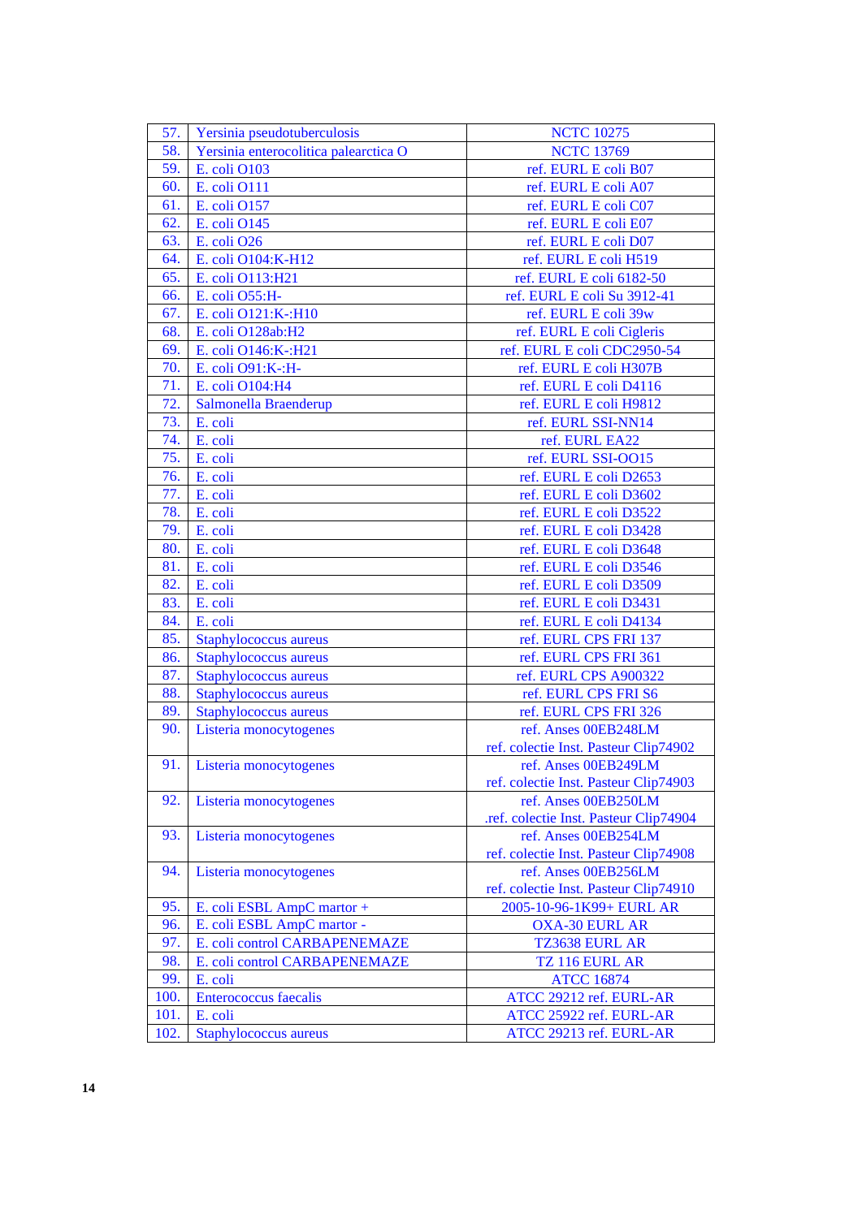| | | |
|---|---|---|
| 57. | Yersinia pseudotuberculosis | NCTC 10275 |
| 58. | Yersinia enterocolitica palearctica O | NCTC 13769 |
| 59. | E. coli O103 | ref. EURL E coli B07 |
| 60. | E. coli O111 | ref. EURL E coli A07 |
| 61. | E. coli O157 | ref. EURL E coli C07 |
| 62. | E. coli O145 | ref. EURL E coli E07 |
| 63. | E. coli O26 | ref. EURL E coli D07 |
| 64. | E. coli O104:K-H12 | ref. EURL E coli H519 |
| 65. | E. coli O113:H21 | ref. EURL E coli 6182-50 |
| 66. | E. coli O55:H- | ref. EURL E coli Su 3912-41 |
| 67. | E. coli O121:K-:H10 | ref. EURL E coli 39w |
| 68. | E. coli O128ab:H2 | ref. EURL E coli Cigleris |
| 69. | E. coli O146:K-:H21 | ref. EURL E coli CDC2950-54 |
| 70. | E. coli O91:K-:H- | ref. EURL E coli H307B |
| 71. | E. coli O104:H4 | ref. EURL E coli D4116 |
| 72. | Salmonella Braenderup | ref. EURL E coli H9812 |
| 73. | E. coli | ref. EURL SSI-NN14 |
| 74. | E. coli | ref. EURL EA22 |
| 75. | E. coli | ref. EURL SSI-OO15 |
| 76. | E. coli | ref. EURL E coli D2653 |
| 77. | E. coli | ref. EURL E coli D3602 |
| 78. | E. coli | ref. EURL E coli D3522 |
| 79. | E. coli | ref. EURL E coli D3428 |
| 80. | E. coli | ref. EURL E coli D3648 |
| 81. | E. coli | ref. EURL E coli D3546 |
| 82. | E. coli | ref. EURL E coli D3509 |
| 83. | E. coli | ref. EURL E coli D3431 |
| 84. | E. coli | ref. EURL E coli D4134 |
| 85. | Staphylococcus aureus | ref. EURL CPS FRI 137 |
| 86. | Staphylococcus aureus | ref. EURL CPS FRI 361 |
| 87. | Staphylococcus aureus | ref. EURL CPS A900322 |
| 88. | Staphylococcus aureus | ref. EURL CPS FRI S6 |
| 89. | Staphylococcus aureus | ref. EURL CPS FRI 326 |
| 90. | Listeria monocytogenes | ref. Anses 00EB248LM<br>ref. colectie Inst. Pasteur Clip74902 |
| 91. | Listeria monocytogenes | ref. Anses 00EB249LM<br>ref. colectie Inst. Pasteur Clip74903 |
| 92. | Listeria monocytogenes | ref. Anses 00EB250LM<br>.ref. colectie Inst. Pasteur Clip74904 |
| 93. | Listeria monocytogenes | ref. Anses 00EB254LM<br>ref. colectie Inst. Pasteur Clip74908 |
| 94. | Listeria monocytogenes | ref. Anses 00EB256LM<br>ref. colectie Inst. Pasteur Clip74910 |
| 95. | E. coli ESBL AmpC martor + | 2005-10-96-1K99+ EURL AR |
| 96. | E. coli ESBL AmpC martor - | OXA-30 EURL AR |
| 97. | E. coli control CARBAPENEMAZE | TZ3638 EURL AR |
| 98. | E. coli control CARBAPENEMAZE | TZ 116 EURL AR |
| 99. | E. coli | ATCC 16874 |
| 100. | Enterococcus faecalis | ATCC 29212 ref. EURL-AR |
| 101. | E. coli | ATCC 25922 ref. EURL-AR |
| 102. | Staphylococcus aureus | ATCC 29213 ref. EURL-AR |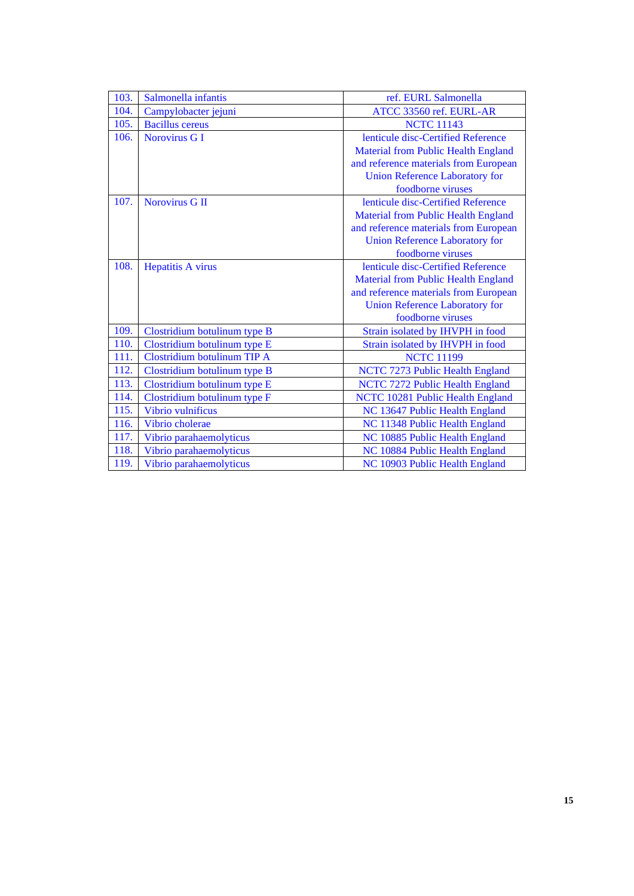| | | |
|---|---|---|
| 103. | Salmonella infantis | ref. EURL Salmonella |
| 104. | Campylobacter jejuni | ATCC 33560 ref. EURL-AR |
| 105. | Bacillus cereus | NCTC 11143 |
| 106. | Norovirus G I | lenticule disc-Certified Reference Material from Public Health England and reference materials from European Union Reference Laboratory for foodborne viruses |
| 107. | Norovirus G II | lenticule disc-Certified Reference Material from Public Health England and reference materials from European Union Reference Laboratory for foodborne viruses |
| 108. | Hepatitis A virus | lenticule disc-Certified Reference Material from Public Health England and reference materials from European Union Reference Laboratory for foodborne viruses |
| 109. | Clostridium botulinum type B | Strain isolated by IHVPH in food |
| 110. | Clostridium botulinum type E | Strain isolated by IHVPH in food |
| 111. | Clostridium botulinum TIP A | NCTC 11199 |
| 112. | Clostridium botulinum type B | NCTC 7273 Public Health England |
| 113. | Clostridium botulinum type E | NCTC 7272 Public Health England |
| 114. | Clostridium botulinum type F | NCTC 10281 Public Health England |
| 115. | Vibrio vulnificus | NC 13647 Public Health England |
| 116. | Vibrio cholerae | NC 11348 Public Health England |
| 117. | Vibrio parahaemolyticus | NC 10885 Public Health England |
| 118. | Vibrio parahaemolyticus | NC 10884 Public Health England |
| 119. | Vibrio parahaemolyticus | NC 10903 Public Health England |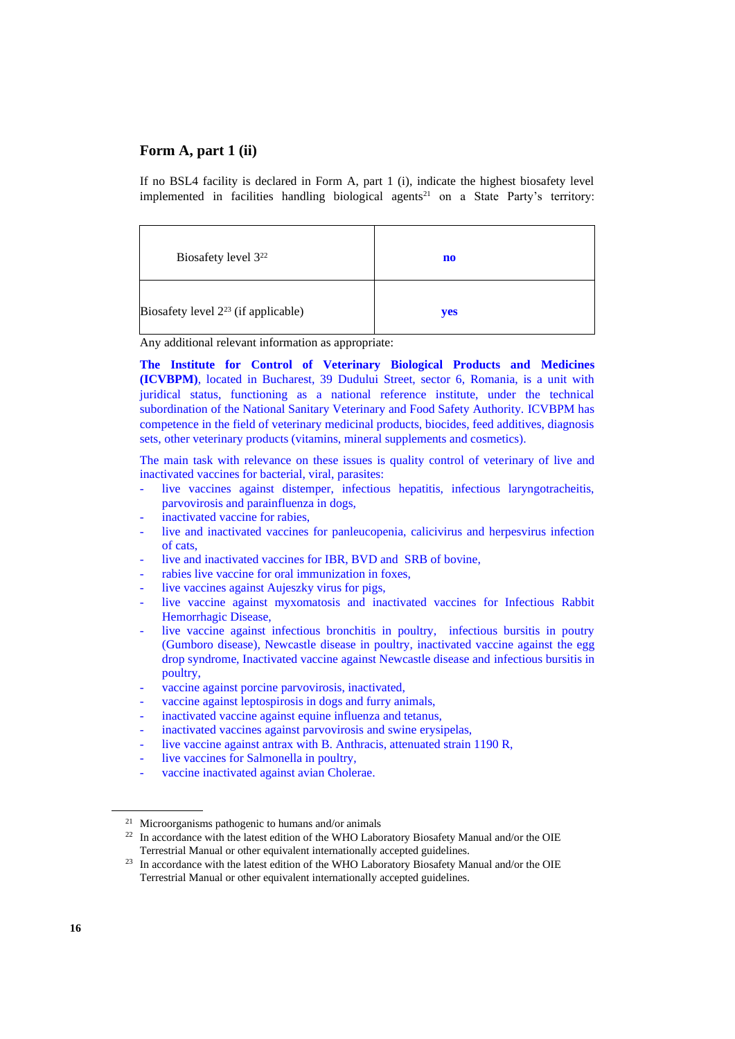## Form A, part 1 (ii)

If no BSL4 facility is declared in Form A, part 1 (i), indicate the highest biosafety level implemented in facilities handling biological agents[21] on a State Party's territory:

| | |
|---|---|
| Biosafety level 3[22] | **no** |
| Biosafety level 2[23] (if applicable) | **yes** |

Any additional relevant information as appropriate:

**The Institute for Control of Veterinary Biological Products and Medicines (ICVBPM)**, located in Bucharest, 39 Dudului Street, sector 6, Romania, is a unit with juridical status, functioning as a national reference institute, under the technical subordination of the National Sanitary Veterinary and Food Safety Authority. ICVBPM has competence in the field of veterinary medicinal products, biocides, feed additives, diagnosis sets, other veterinary products (vitamins, mineral supplements and cosmetics).

The main task with relevance on these issues is quality control of veterinary of live and inactivated vaccines for bacterial, viral, parasites:

- live vaccines against distemper, infectious hepatitis, infectious laryngotracheitis, parvovirosis and parainfluenza in dogs,
- inactivated vaccine for rabies,
- live and inactivated vaccines for panleucopenia, calicivirus and herpesvirus infection of cats,
- live and inactivated vaccines for IBR, BVD and SRB of bovine,
- rabies live vaccine for oral immunization in foxes,
- live vaccines against Aujeszky virus for pigs,
- live vaccine against myxomatosis and inactivated vaccines for Infectious Rabbit Hemorrhagic Disease,
- live vaccine against infectious bronchitis in poultry, infectious bursitis in poutry (Gumboro disease), Newcastle disease in poultry, inactivated vaccine against the egg drop syndrome, Inactivated vaccine against Newcastle disease and infectious bursitis in poultry,
- vaccine against porcine parvovirosis, inactivated,
- vaccine against leptospirosis in dogs and furry animals,
- inactivated vaccine against equine influenza and tetanus,
- inactivated vaccines against parvovirosis and swine erysipelas,
- live vaccine against antrax with B. Anthracis, attenuated strain 1190 R,
- live vaccines for Salmonella in poultry,
- vaccine inactivated against avian Cholerae.

---

[21] Microorganisms pathogenic to humans and/or animals

[22] In accordance with the latest edition of the WHO Laboratory Biosafety Manual and/or the OIE Terrestrial Manual or other equivalent internationally accepted guidelines.

[23] In accordance with the latest edition of the WHO Laboratory Biosafety Manual and/or the OIE Terrestrial Manual or other equivalent internationally accepted guidelines.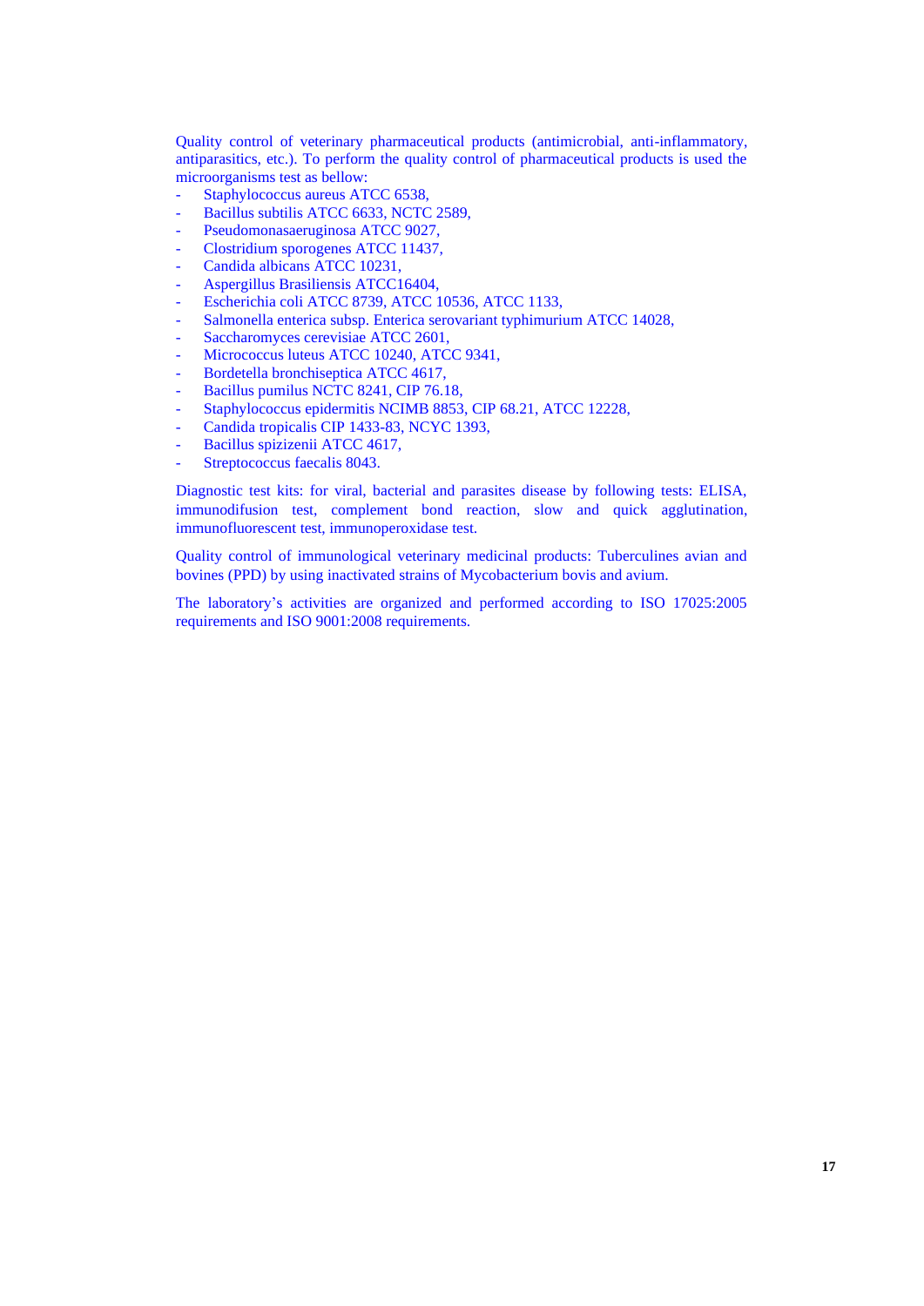Quality control of veterinary pharmaceutical products (antimicrobial, anti-inflammatory, antiparasitics, etc.). To perform the quality control of pharmaceutical products is used the microorganisms test as bellow:

- Staphylococcus aureus ATCC 6538,
- Bacillus subtilis ATCC 6633, NCTC 2589,
- Pseudomonasaeruginosa ATCC 9027,
- Clostridium sporogenes ATCC 11437,
- Candida albicans ATCC 10231,
- Aspergillus Brasiliensis ATCC16404,
- Escherichia coli ATCC 8739, ATCC 10536, ATCC 1133,
- Salmonella enterica subsp. Enterica serovariant typhimurium ATCC 14028,
- Saccharomyces cerevisiae ATCC 2601,
- Micrococcus luteus ATCC 10240, ATCC 9341,
- Bordetella bronchiseptica ATCC 4617,
- Bacillus pumilus NCTC 8241, CIP 76.18,
- Staphylococcus epidermitis NCIMB 8853, CIP 68.21, ATCC 12228,
- Candida tropicalis CIP 1433-83, NCYC 1393,
- Bacillus spizizenii ATCC 4617,
- Streptococcus faecalis 8043.

Diagnostic test kits: for viral, bacterial and parasites disease by following tests: ELISA, immunodifusion test, complement bond reaction, slow and quick agglutination, immunofluorescent test, immunoperoxidase test.

Quality control of immunological veterinary medicinal products: Tuberculines avian and bovines (PPD) by using inactivated strains of Mycobacterium bovis and avium.

The laboratory's activities are organized and performed according to ISO 17025:2005 requirements and ISO 9001:2008 requirements.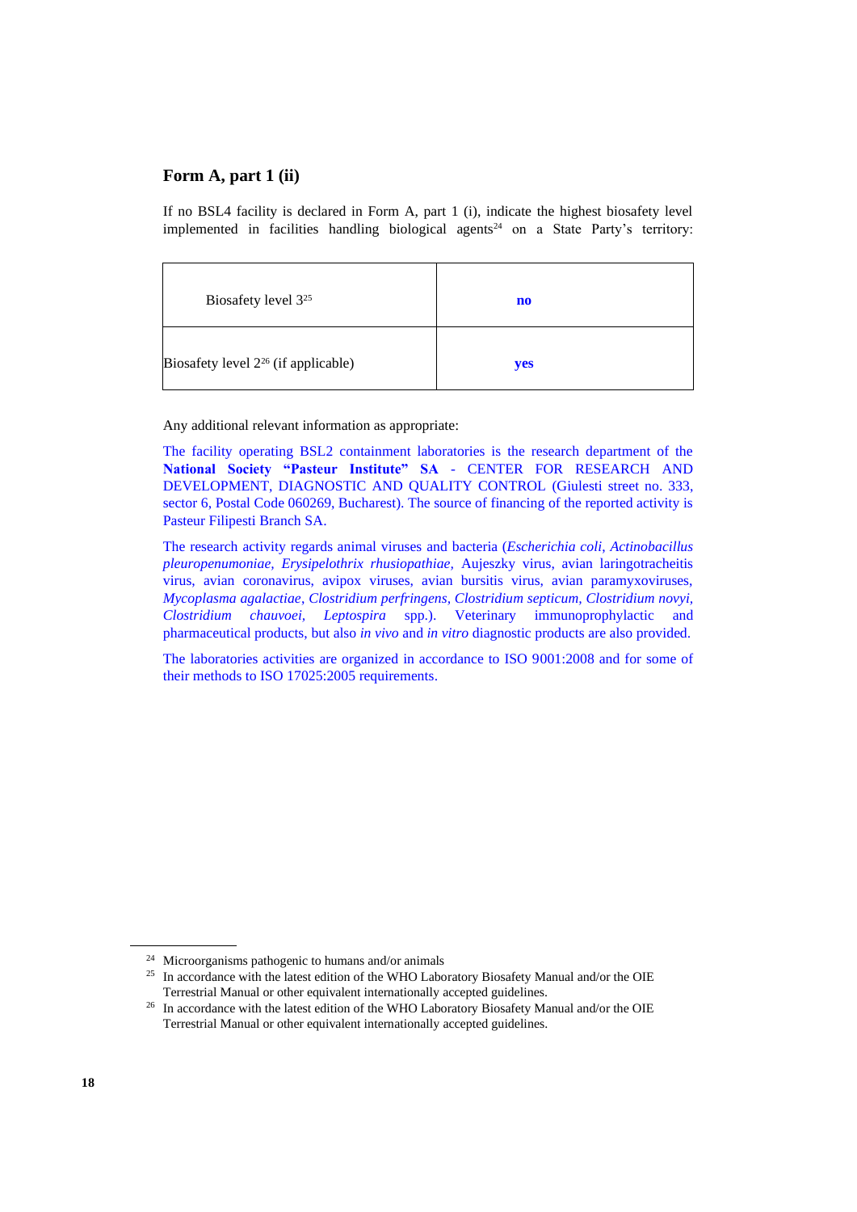### Form A, part 1 (ii)

If no BSL4 facility is declared in Form A, part 1 (i), indicate the highest biosafety level implemented in facilities handling biological agents[24] on a State Party's territory:

| | |
|---|---|
| Biosafety level 3[25] | **no** |
| Biosafety level 2[26] (if applicable) | **yes** |

Any additional relevant information as appropriate:

The facility operating BSL2 containment laboratories is the research department of the **National Society "Pasteur Institute" SA** - CENTER FOR RESEARCH AND DEVELOPMENT, DIAGNOSTIC AND QUALITY CONTROL (Giulesti street no. 333, sector 6, Postal Code 060269, Bucharest). The source of financing of the reported activity is Pasteur Filipesti Branch SA.

The research activity regards animal viruses and bacteria (*Escherichia coli*, *Actinobacillus pleuropenumoniae*, *Erysipelothrix rhusiopathiae*, Aujeszky virus, avian laringotracheitis virus, avian coronavirus, avipox viruses, avian bursitis virus, avian paramyxoviruses, *Mycoplasma agalactiae*, *Clostridium perfringens*, *Clostridium septicum*, *Clostridium novyi*, *Clostridium chauvoei*, *Leptospira* spp.). Veterinary immunoprophylactic and pharmaceutical products, but also *in vivo* and *in vitro* diagnostic products are also provided.

The laboratories activities are organized in accordance to ISO 9001:2008 and for some of their methods to ISO 17025:2005 requirements.

---

[24] Microorganisms pathogenic to humans and/or animals

[25] In accordance with the latest edition of the WHO Laboratory Biosafety Manual and/or the OIE Terrestrial Manual or other equivalent internationally accepted guidelines.

[26] In accordance with the latest edition of the WHO Laboratory Biosafety Manual and/or the OIE Terrestrial Manual or other equivalent internationally accepted guidelines.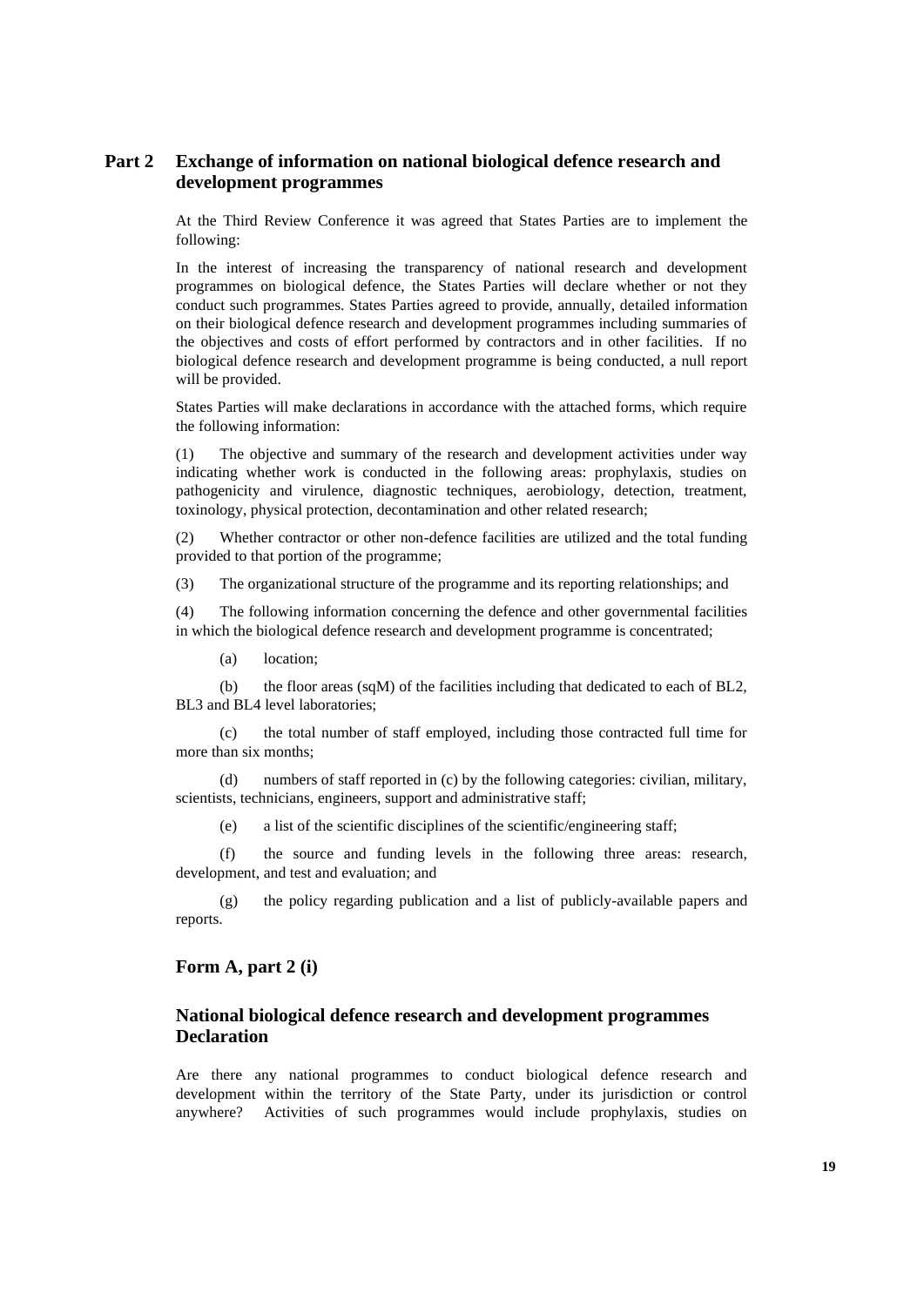## Part 2 Exchange of information on national biological defence research and development programmes

At the Third Review Conference it was agreed that States Parties are to implement the following:

In the interest of increasing the transparency of national research and development programmes on biological defence, the States Parties will declare whether or not they conduct such programmes. States Parties agreed to provide, annually, detailed information on their biological defence research and development programmes including summaries of the objectives and costs of effort performed by contractors and in other facilities. If no biological defence research and development programme is being conducted, a null report will be provided.

States Parties will make declarations in accordance with the attached forms, which require the following information:

(1) The objective and summary of the research and development activities under way indicating whether work is conducted in the following areas: prophylaxis, studies on pathogenicity and virulence, diagnostic techniques, aerobiology, detection, treatment, toxinology, physical protection, decontamination and other related research;

(2) Whether contractor or other non-defence facilities are utilized and the total funding provided to that portion of the programme;

(3) The organizational structure of the programme and its reporting relationships; and

(4) The following information concerning the defence and other governmental facilities in which the biological defence research and development programme is concentrated;

(a) location;

(b) the floor areas (sqM) of the facilities including that dedicated to each of BL2, BL3 and BL4 level laboratories;

(c) the total number of staff employed, including those contracted full time for more than six months;

(d) numbers of staff reported in (c) by the following categories: civilian, military, scientists, technicians, engineers, support and administrative staff;

(e) a list of the scientific disciplines of the scientific/engineering staff;

(f) the source and funding levels in the following three areas: research, development, and test and evaluation; and

(g) the policy regarding publication and a list of publicly-available papers and reports.

### Form A, part 2 (i)

### National biological defence research and development programmes Declaration

Are there any national programmes to conduct biological defence research and development within the territory of the State Party, under its jurisdiction or control anywhere? Activities of such programmes would include prophylaxis, studies on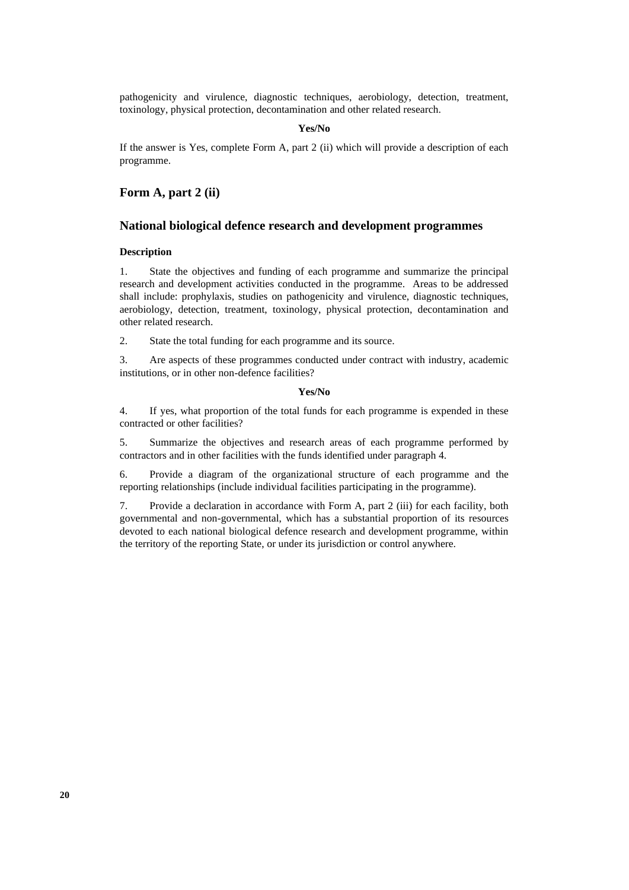pathogenicity and virulence, diagnostic techniques, aerobiology, detection, treatment, toxinology, physical protection, decontamination and other related research.

**Yes/No**

If the answer is Yes, complete Form A, part 2 (ii) which will provide a description of each programme.

## Form A, part 2 (ii)

## National biological defence research and development programmes

**Description**

1. State the objectives and funding of each programme and summarize the principal research and development activities conducted in the programme. Areas to be addressed shall include: prophylaxis, studies on pathogenicity and virulence, diagnostic techniques, aerobiology, detection, treatment, toxinology, physical protection, decontamination and other related research.

2. State the total funding for each programme and its source.

3. Are aspects of these programmes conducted under contract with industry, academic institutions, or in other non-defence facilities?

**Yes/No**

4. If yes, what proportion of the total funds for each programme is expended in these contracted or other facilities?

5. Summarize the objectives and research areas of each programme performed by contractors and in other facilities with the funds identified under paragraph 4.

6. Provide a diagram of the organizational structure of each programme and the reporting relationships (include individual facilities participating in the programme).

7. Provide a declaration in accordance with Form A, part 2 (iii) for each facility, both governmental and non-governmental, which has a substantial proportion of its resources devoted to each national biological defence research and development programme, within the territory of the reporting State, or under its jurisdiction or control anywhere.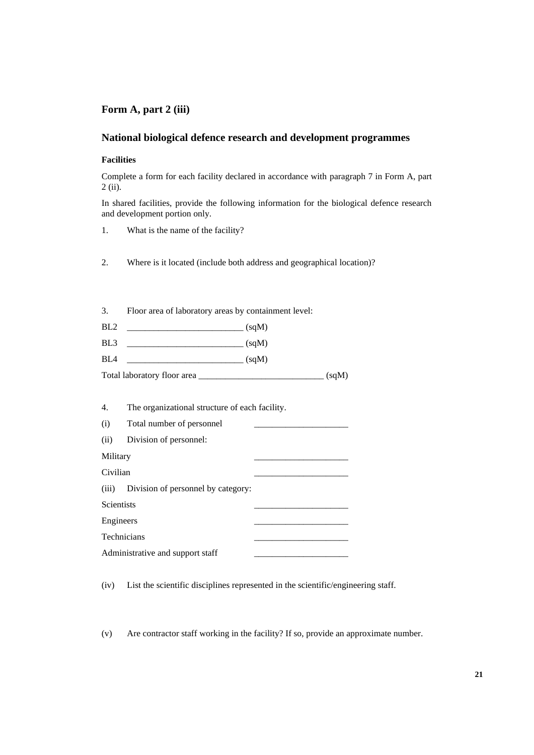## Form A, part 2 (iii)

## National biological defence research and development programmes

**Facilities**

Complete a form for each facility declared in accordance with paragraph 7 in Form A, part 2 (ii).

In shared facilities, provide the following information for the biological defence research and development portion only.

1. What is the name of the facility?

2. Where is it located (include both address and geographical location)?

3. Floor area of laboratory areas by containment level:

BL2 __________________________ (sqM)

BL3 __________________________ (sqM)

BL4 __________________________ (sqM)

Total laboratory floor area ____________________________ (sqM)

4. The organizational structure of each facility.

(i) Total number of personnel _____________________

(ii) Division of personnel:

Military _____________________

Civilian _____________________

(iii) Division of personnel by category:

Scientists _____________________

Engineers _____________________

Technicians _____________________

Administrative and support staff _____________________

(iv) List the scientific disciplines represented in the scientific/engineering staff.

(v) Are contractor staff working in the facility? If so, provide an approximate number.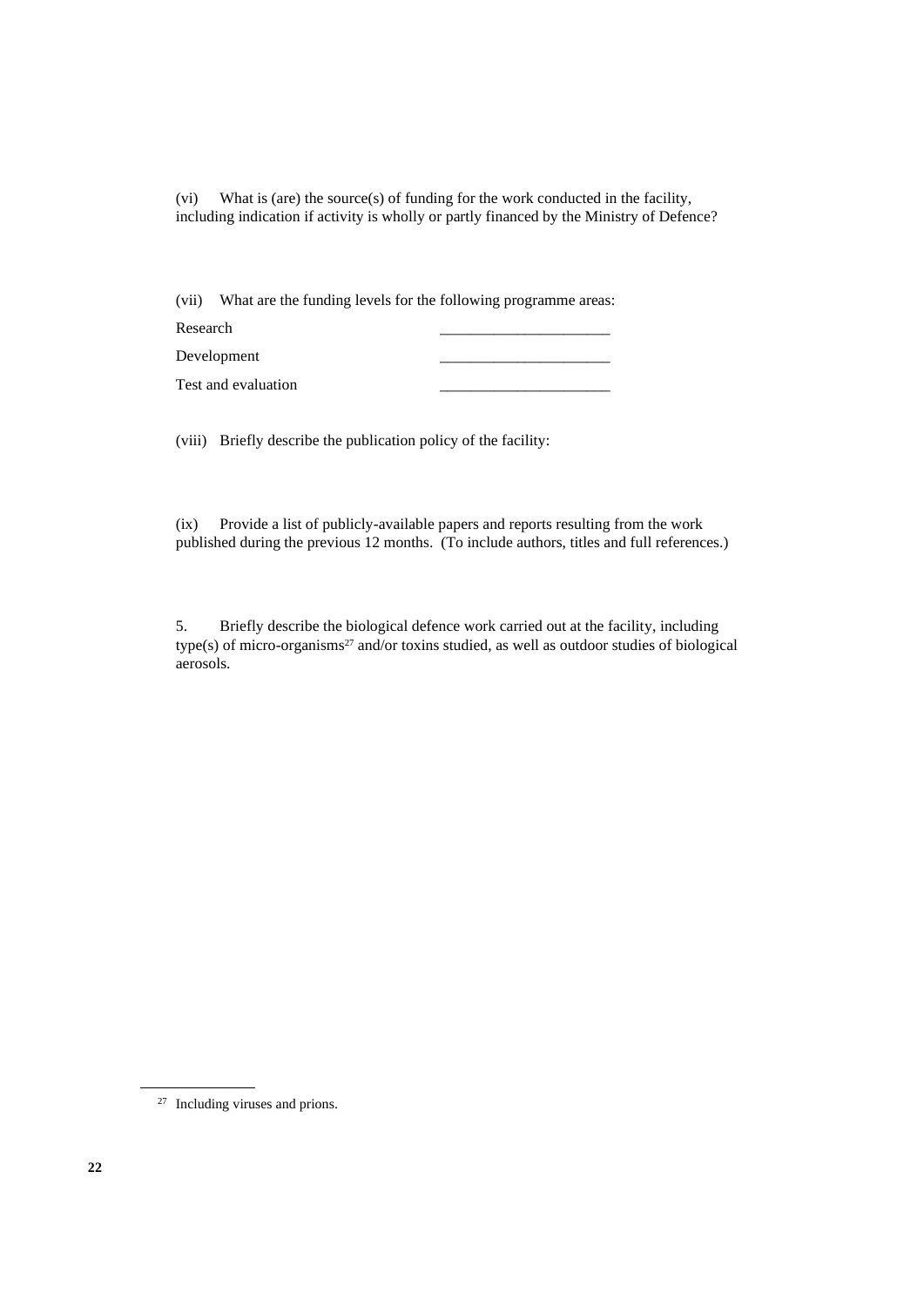(vi) What is (are) the source(s) of funding for the work conducted in the facility, including indication if activity is wholly or partly financed by the Ministry of Defence?

(vii) What are the funding levels for the following programme areas:

| | |
|---|---|
| Research | ______________________ |
| Development | ______________________ |
| Test and evaluation | ______________________ |

(viii) Briefly describe the publication policy of the facility:

(ix) Provide a list of publicly-available papers and reports resulting from the work published during the previous 12 months. (To include authors, titles and full references.)

5. Briefly describe the biological defence work carried out at the facility, including type(s) of micro-organisms[27] and/or toxins studied, as well as outdoor studies of biological aerosols.

[27] Including viruses and prions.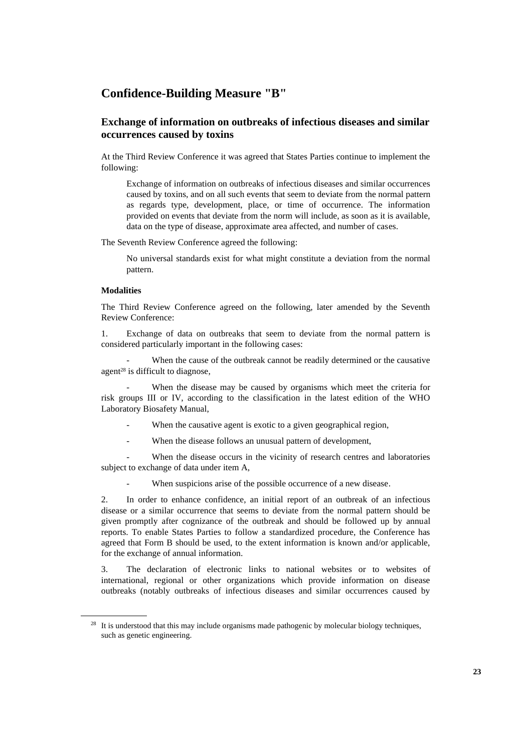## Confidence-Building Measure "B"

### Exchange of information on outbreaks of infectious diseases and similar occurrences caused by toxins

At the Third Review Conference it was agreed that States Parties continue to implement the following:

> Exchange of information on outbreaks of infectious diseases and similar occurrences caused by toxins, and on all such events that seem to deviate from the normal pattern as regards type, development, place, or time of occurrence. The information provided on events that deviate from the norm will include, as soon as it is available, data on the type of disease, approximate area affected, and number of cases.

The Seventh Review Conference agreed the following:

> No universal standards exist for what might constitute a deviation from the normal pattern.

#### Modalities

The Third Review Conference agreed on the following, later amended by the Seventh Review Conference:

1. Exchange of data on outbreaks that seem to deviate from the normal pattern is considered particularly important in the following cases:

   - When the cause of the outbreak cannot be readily determined or the causative agent[28] is difficult to diagnose,
   - When the disease may be caused by organisms which meet the criteria for risk groups III or IV, according to the classification in the latest edition of the WHO Laboratory Biosafety Manual,
   - When the causative agent is exotic to a given geographical region,
   - When the disease follows an unusual pattern of development,
   - When the disease occurs in the vicinity of research centres and laboratories subject to exchange of data under item A,
   - When suspicions arise of the possible occurrence of a new disease.

2. In order to enhance confidence, an initial report of an outbreak of an infectious disease or a similar occurrence that seems to deviate from the normal pattern should be given promptly after cognizance of the outbreak and should be followed up by annual reports. To enable States Parties to follow a standardized procedure, the Conference has agreed that Form B should be used, to the extent information is known and/or applicable, for the exchange of annual information.

3. The declaration of electronic links to national websites or to websites of international, regional or other organizations which provide information on disease outbreaks (notably outbreaks of infectious diseases and similar occurrences caused by

[28] It is understood that this may include organisms made pathogenic by molecular biology techniques, such as genetic engineering.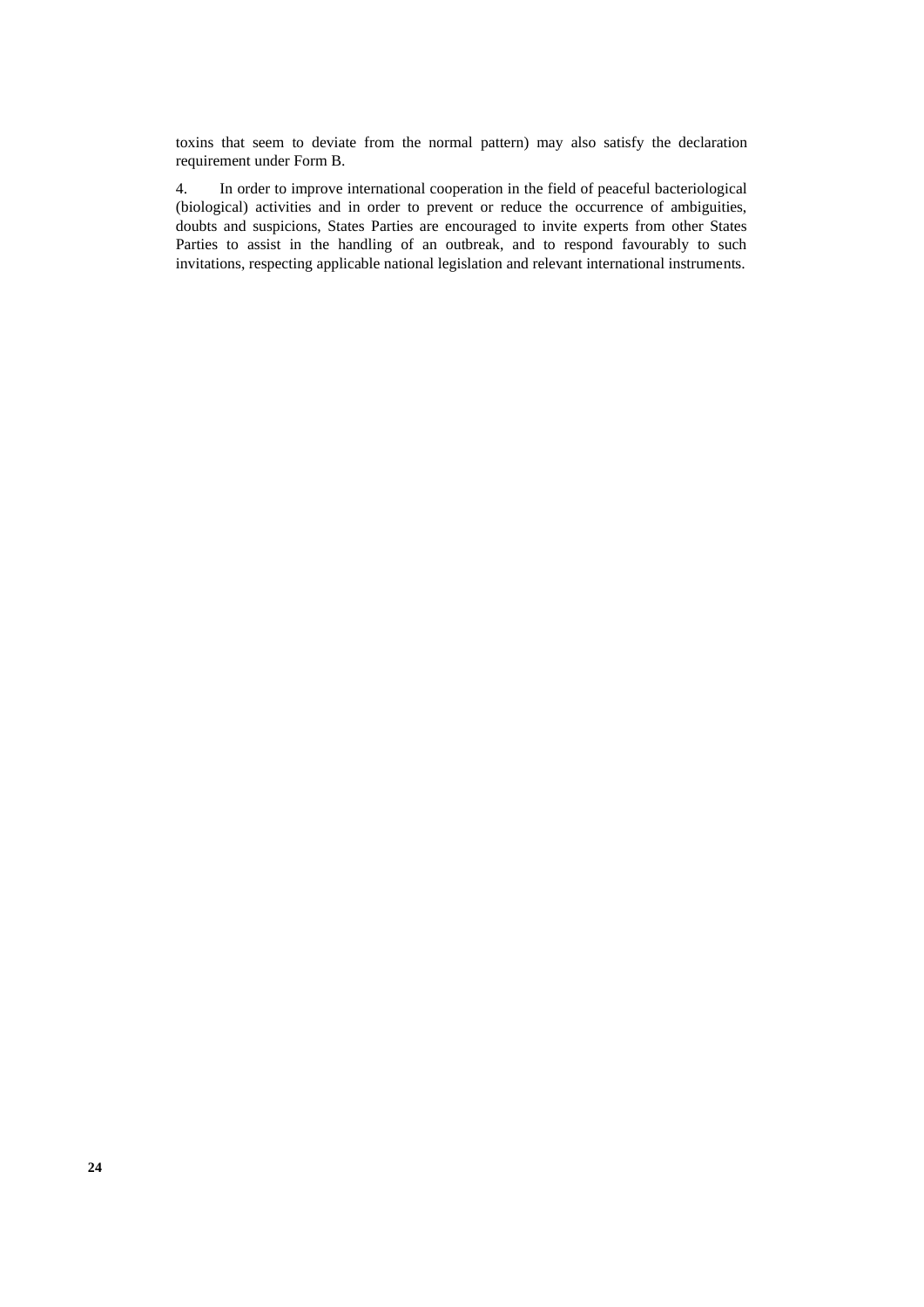toxins that seem to deviate from the normal pattern) may also satisfy the declaration requirement under Form B.

4. In order to improve international cooperation in the field of peaceful bacteriological (biological) activities and in order to prevent or reduce the occurrence of ambiguities, doubts and suspicions, States Parties are encouraged to invite experts from other States Parties to assist in the handling of an outbreak, and to respond favourably to such invitations, respecting applicable national legislation and relevant international instruments.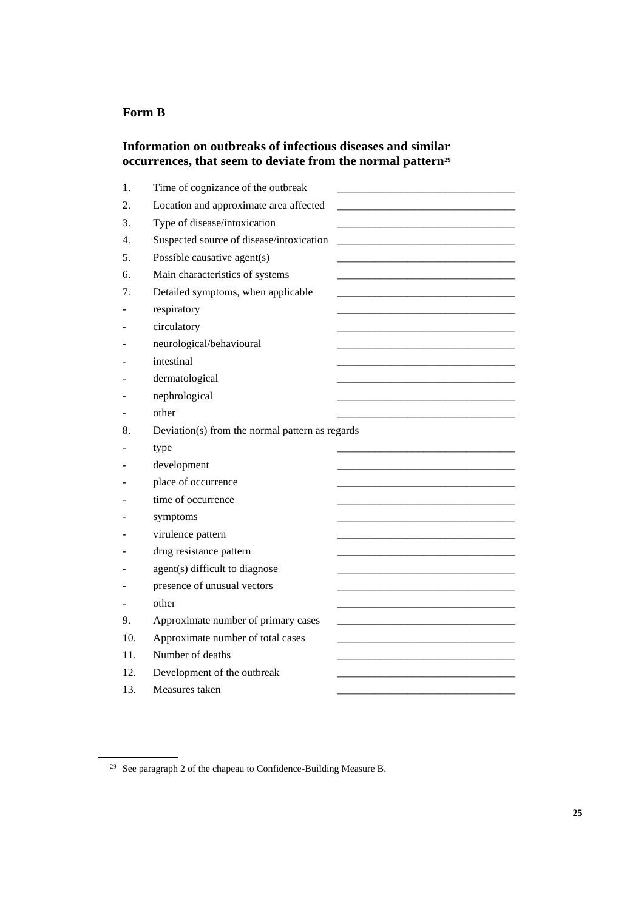## Form B

### Information on outbreaks of infectious diseases and similar occurrences, that seem to deviate from the normal pattern[29]

1. Time of cognizance of the outbreak ________________________________
2. Location and approximate area affected ________________________________
3. Type of disease/intoxication ________________________________
4. Suspected source of disease/intoxication ________________________________
5. Possible causative agent(s) ________________________________
6. Main characteristics of systems ________________________________
7. Detailed symptoms, when applicable ________________________________
   - respiratory ________________________________
   - circulatory ________________________________
   - neurological/behavioural ________________________________
   - intestinal ________________________________
   - dermatological ________________________________
   - nephrological ________________________________
   - other ________________________________
8. Deviation(s) from the normal pattern as regards
   - type ________________________________
   - development ________________________________
   - place of occurrence ________________________________
   - time of occurrence ________________________________
   - symptoms ________________________________
   - virulence pattern ________________________________
   - drug resistance pattern ________________________________
   - agent(s) difficult to diagnose ________________________________
   - presence of unusual vectors ________________________________
   - other ________________________________
9. Approximate number of primary cases ________________________________
10. Approximate number of total cases ________________________________
11. Number of deaths ________________________________
12. Development of the outbreak ________________________________
13. Measures taken ________________________________

---

[29] See paragraph 2 of the chapeau to Confidence-Building Measure B.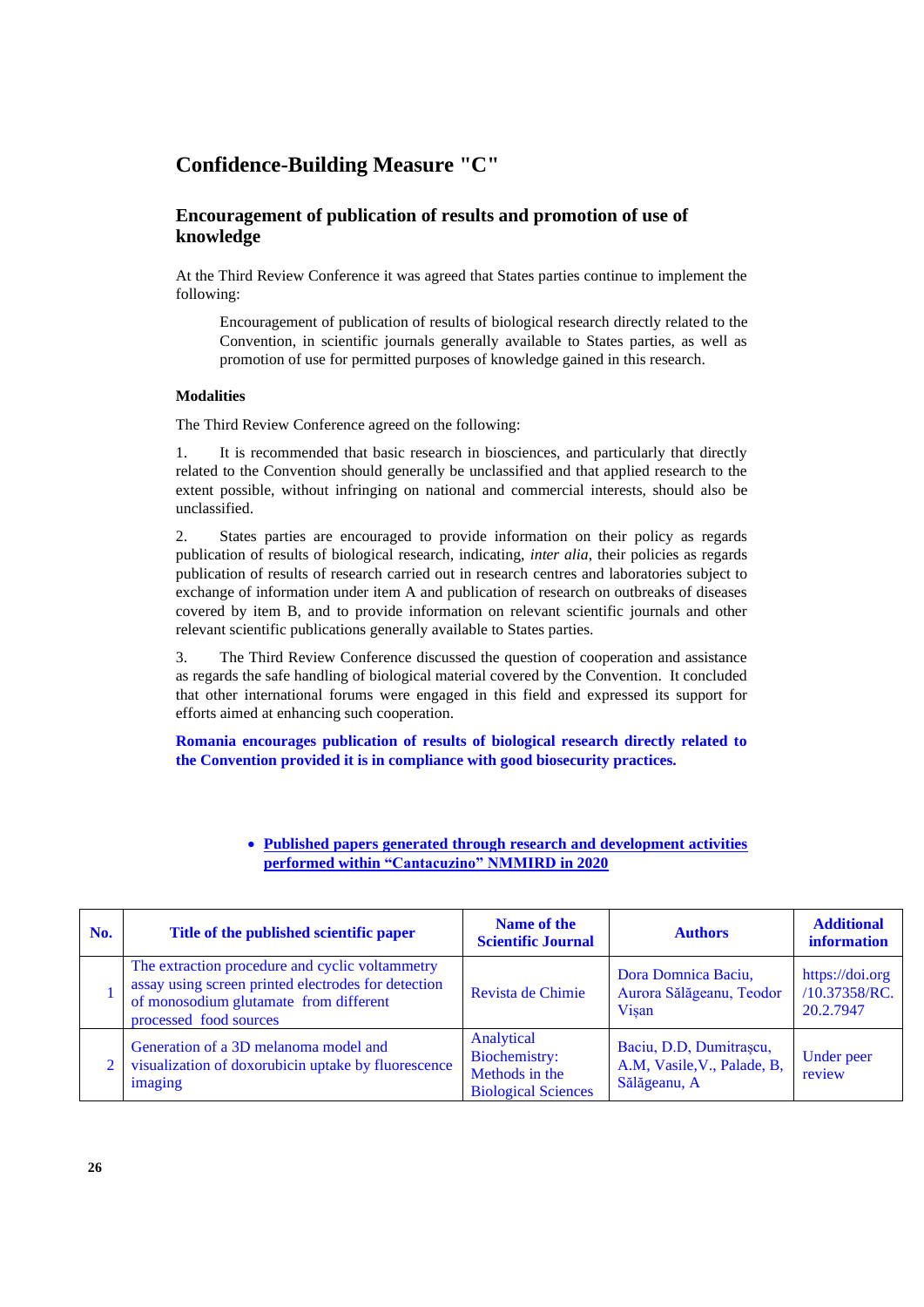# Confidence-Building Measure "C"

## Encouragement of publication of results and promotion of use of knowledge

At the Third Review Conference it was agreed that States parties continue to implement the following:

> Encouragement of publication of results of biological research directly related to the Convention, in scientific journals generally available to States parties, as well as promotion of use for permitted purposes of knowledge gained in this research.

### Modalities

The Third Review Conference agreed on the following:

1. It is recommended that basic research in biosciences, and particularly that directly related to the Convention should generally be unclassified and that applied research to the extent possible, without infringing on national and commercial interests, should also be unclassified.

2. States parties are encouraged to provide information on their policy as regards publication of results of biological research, indicating, *inter alia*, their policies as regards publication of results of research carried out in research centres and laboratories subject to exchange of information under item A and publication of research on outbreaks of diseases covered by item B, and to provide information on relevant scientific journals and other relevant scientific publications generally available to States parties.

3. The Third Review Conference discussed the question of cooperation and assistance as regards the safe handling of biological material covered by the Convention. It concluded that other international forums were engaged in this field and expressed its support for efforts aimed at enhancing such cooperation.

**Romania encourages publication of results of biological research directly related to the Convention provided it is in compliance with good biosecurity practices.**

- **Published papers generated through research and development activities performed within "Cantacuzino" NMMIRD in 2020**

| No. | Title of the published scientific paper | Name of the Scientific Journal | Authors | Additional information |
|---|---|---|---|---|
| 1 | The extraction procedure and cyclic voltammetry assay using screen printed electrodes for detection of monosodium glutamate from different processed food sources | Revista de Chimie | Dora Domnica Baciu, Aurora Sălăgeanu, Teodor Vişan | https://doi.org/10.37358/RC.20.2.7947 |
| 2 | Generation of a 3D melanoma model and visualization of doxorubicin uptake by fluorescence imaging | Analytical Biochemistry: Methods in the Biological Sciences | Baciu, D.D, Dumitraşcu, A.M, Vasile,V., Palade, B, Sălăgeanu, A | Under peer review |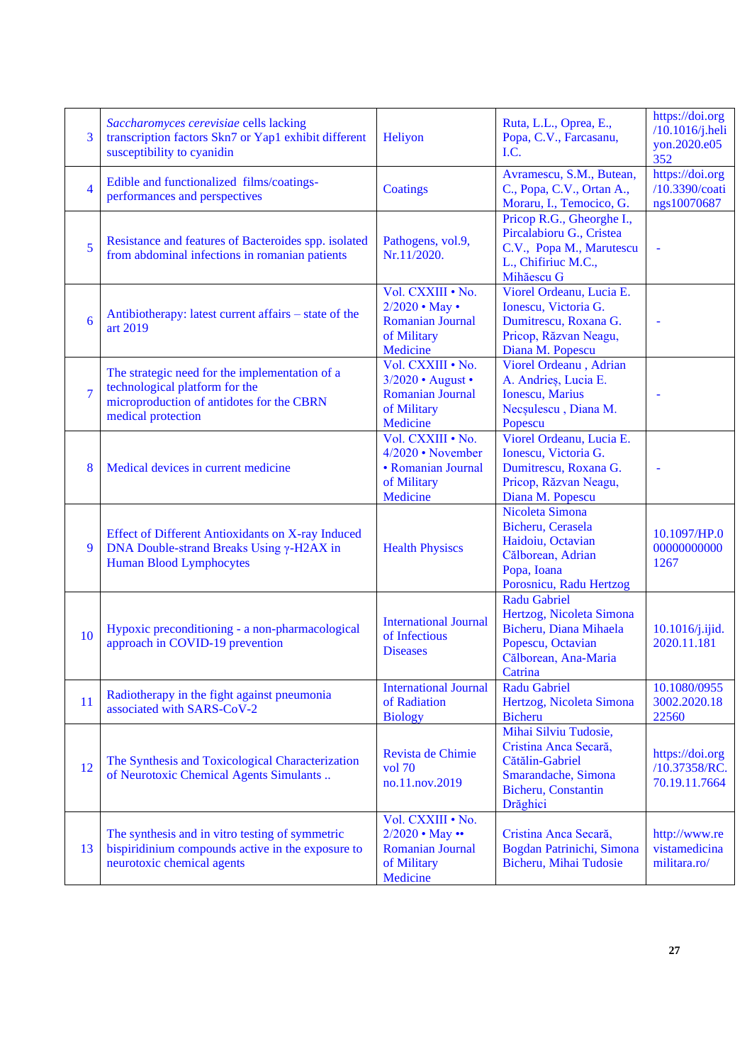| | | | | |
|---|---|---|---|---|
| 3 | *Saccharomyces cerevisiae* cells lacking transcription factors Skn7 or Yap1 exhibit different susceptibility to cyanidin | Heliyon | Ruta, L.L., Oprea, E., Popa, C.V., Farcasanu, I.C. | https://doi.org/10.1016/j.heliyon.2020.e05352 |
| 4 | Edible and functionalized films/coatings-performances and perspectives | Coatings | Avramescu, S.M., Butean, C., Popa, C.V., Ortan A., Moraru, I., Temocico, G. | https://doi.org/10.3390/coatings10070687 |
| 5 | Resistance and features of Bacteroides spp. isolated from abdominal infections in romanian patients | Pathogens, vol.9, Nr.11/2020. | Pricop R.G., Gheorghe I., Pircalabioru G., Cristea C.V., Popa M., Marutescu L., Chifiriuc M.C., Mihăescu G | - |
| 6 | Antibiotherapy: latest current affairs – state of the art 2019 | Vol. CXXIII • No. 2/2020 • May • Romanian Journal of Military Medicine | Viorel Ordeanu, Lucia E. Ionescu, Victoria G. Dumitrescu, Roxana G. Pricop, Răzvan Neagu, Diana M. Popescu | - |
| 7 | The strategic need for the implementation of a technological platform for the microproduction of antidotes for the CBRN medical protection | Vol. CXXIII • No. 3/2020 • August • Romanian Journal of Military Medicine | Viorel Ordeanu , Adrian A. Andrieș, Lucia E. Ionescu, Marius Necșulescu , Diana M. Popescu | - |
| 8 | Medical devices in current medicine | Vol. CXXIII • No. 4/2020 • November • Romanian Journal of Military Medicine | Viorel Ordeanu, Lucia E. Ionescu, Victoria G. Dumitrescu, Roxana G. Pricop, Răzvan Neagu, Diana M. Popescu | - |
| 9 | Effect of Different Antioxidants on X-ray Induced DNA Double-strand Breaks Using γ-H2AX in Human Blood Lymphocytes | Health Physscs | Nicoleta Simona Bicheru, Cerasela Haidoiu, Octavian Călborean, Adrian Popa, Ioana Porosnicu, Radu Hertzog | 10.1097/HP.000000000001267 |
| 10 | Hypoxic preconditioning - a non-pharmacological approach in COVID-19 prevention | International Journal of Infectious Diseases | Radu Gabriel Hertzog, Nicoleta Simona Bicheru, Diana Mihaela Popescu, Octavian Călborean, Ana-Maria Catrina | 10.1016/j.ijid.2020.11.181 |
| 11 | Radiotherapy in the fight against pneumonia associated with SARS-CoV-2 | International Journal of Radiation Biology | Radu Gabriel Hertzog, Nicoleta Simona Bicheru | 10.1080/09553002.2020.1822560 |
| 12 | The Synthesis and Toxicological Characterization of Neurotoxic Chemical Agents Simulants .. | Revista de Chimie vol 70 no.11.nov.2019 | Mihai Silviu Tudosie, Cristina Anca Secară, Cătălin-Gabriel Smarandache, Simona Bicheru, Constantin Drăghici | https://doi.org/10.37358/RC.70.19.11.7664 |
| 13 | The synthesis and in vitro testing of symmetric bispiridinium compounds active in the exposure to neurotoxic chemical agents | Vol. CXXIII • No. 2/2020 • May •• Romanian Journal of Military Medicine | Cristina Anca Secară, Bogdan Patrinichi, Simona Bicheru, Mihai Tudosie | http://www.revistamedicinamilitara.ro/ |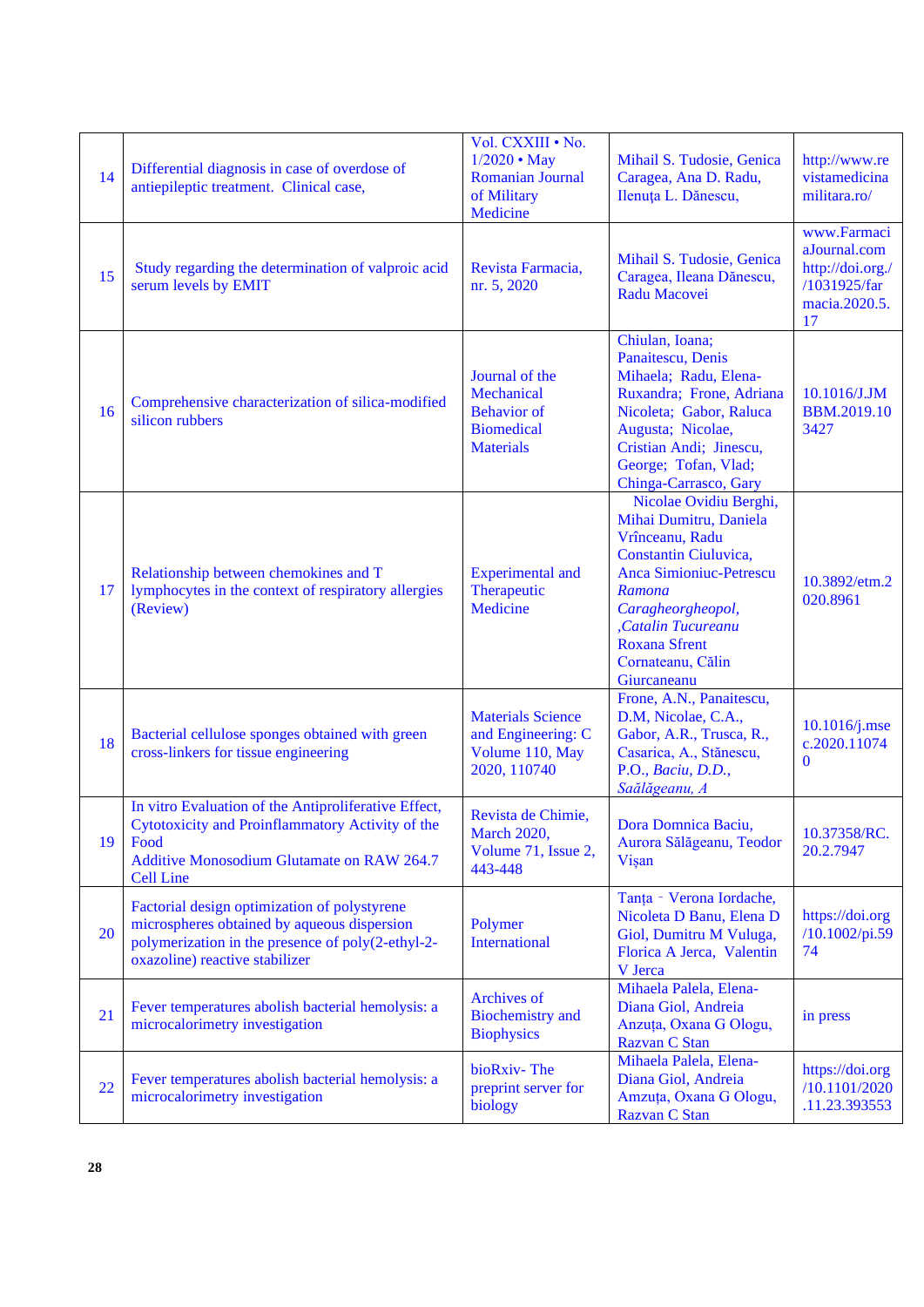| 14 | Differential diagnosis in case of overdose of antiepileptic treatment. Clinical case, | Vol. CXXIII • No. 1/2020 • May Romanian Journal of Military Medicine | Mihail S. Tudosie, Genica Caragea, Ana D. Radu, Ilenuța L. Dănescu, | http://www.revistamedicinamilitara.ro/ |
|---|---|---|---|---|
| 15 | Study regarding the determination of valproic acid serum levels by EMIT | Revista Farmacia, nr. 5, 2020 | Mihail S. Tudosie, Genica Caragea, Ileana Dănescu, Radu Macovei | www.FarmaciaJournal.com http://doi.org/ /1031925/farmacia.2020.5.17 |
| 16 | Comprehensive characterization of silica-modified silicon rubbers | Journal of the Mechanical Behavior of Biomedical Materials | Chiulan, Ioana; Panaitescu, Denis Mihaela; Radu, Elena-Ruxandra; Frone, Adriana Nicoleta; Gabor, Raluca Augusta; Nicolae, Cristian Andi; Jinescu, George; Tofan, Vlad; Chinga-Carrasco, Gary | 10.1016/J.JMBBM.2019.103427 |
| 17 | Relationship between chemokines and T lymphocytes in the context of respiratory allergies (Review) | Experimental and Therapeutic Medicine | Nicolae Ovidiu Berghi, Mihai Dumitru, Daniela Vrînceanu, Radu Constantin Ciuluvica, Anca Simioniuc-Petrescu *Ramona Caragheorgheopol, ,Catalin Tucureanu* Roxana Sfrent Cornateanu, Călin Giurcaneanu | 10.3892/etm.2020.8961 |
| 18 | Bacterial cellulose sponges obtained with green cross-linkers for tissue engineering | Materials Science and Engineering: C Volume 110, May 2020, 110740 | Frone, A.N., Panaitescu, D.M, Nicolae, C.A., Gabor, A.R., Trusca, R., Casarica, A., Stănescu, P.O., *Baciu, D.D., Saălăgeanu, A* | 10.1016/j.msec.2020.110740 |
| 19 | In vitro Evaluation of the Antiproliferative Effect, Cytotoxicity and Proinflammatory Activity of the Food Additive Monosodium Glutamate on RAW 264.7 Cell Line | Revista de Chimie, March 2020, Volume 71, Issue 2, 443-448 | Dora Domnica Baciu, Aurora Sălăgeanu, Teodor Vișan | 10.37358/RC.20.2.7947 |
| 20 | Factorial design optimization of polystyrene microspheres obtained by aqueous dispersion polymerization in the presence of poly(2-ethyl-2-oxazoline) reactive stabilizer | Polymer International | Tanța ‑ Verona Iordache, Nicoleta D Banu, Elena D Giol, Dumitru M Vuluga, Florica A Jerca, Valentin V Jerca | https://doi.org/10.1002/pi.5974 |
| 21 | Fever temperatures abolish bacterial hemolysis: a microcalorimetry investigation | Archives of Biochemistry and Biophysics | Mihaela Palela, Elena-Diana Giol, Andreia Anzuța, Oxana G Ologu, Razvan C Stan | in press |
| 22 | Fever temperatures abolish bacterial hemolysis: a microcalorimetry investigation | bioRxiv- The preprint server for biology | Mihaela Palela, Elena-Diana Giol, Andreia Amzuța, Oxana G Ologu, Razvan C Stan | https://doi.org/10.1101/2020.11.23.393553 |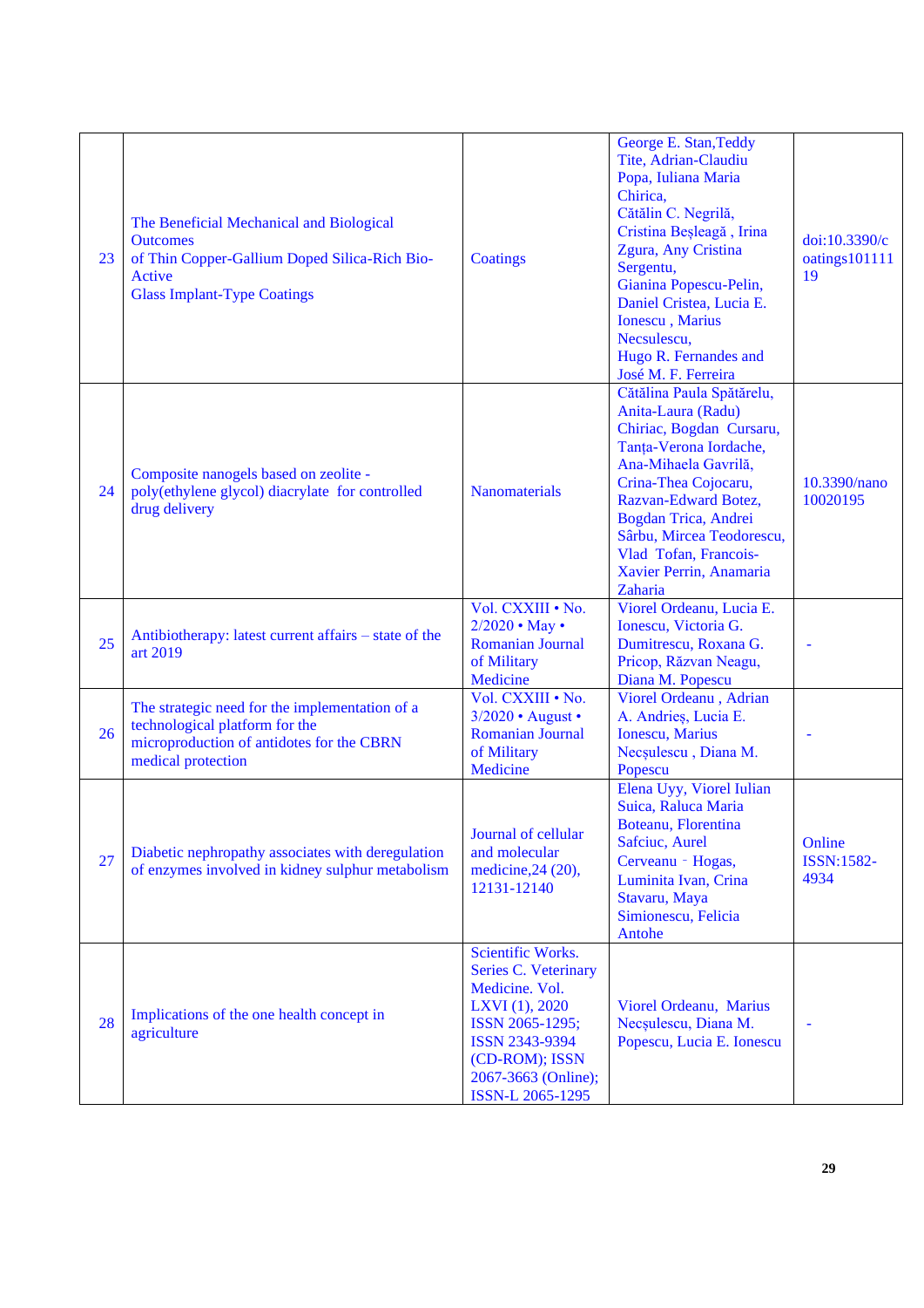| 23 | The Beneficial Mechanical and Biological Outcomes of Thin Copper-Gallium Doped Silica-Rich Bio-Active Glass Implant-Type Coatings | Coatings | George E. Stan,Teddy Tite, Adrian-Claudiu Popa, Iuliana Maria Chirica, Cătălin C. Negrilă, Cristina Beşleagă , Irina Zgura, Any Cristina Sergentu, Gianina Popescu-Pelin, Daniel Cristea, Lucia E. Ionescu , Marius Necsulescu, Hugo R. Fernandes and José M. F. Ferreira | doi:10.3390/coatings10111119 |
|---|---|---|---|---|
| 24 | Composite nanogels based on zeolite - poly(ethylene glycol) diacrylate for controlled drug delivery | Nanomaterials | Cătălina Paula Spătărelu, Anita-Laura (Radu) Chiriac, Bogdan Cursaru, Tanța-Verona Iordache, Ana-Mihaela Gavrilă, Crina-Thea Cojocaru, Razvan-Edward Botez, Bogdan Trica, Andrei Sârbu, Mircea Teodorescu, Vlad Tofan, Francois-Xavier Perrin, Anamaria Zaharia | 10.3390/nano10020195 |
| 25 | Antibiotherapy: latest current affairs – state of the art 2019 | Vol. CXXIII • No. 2/2020 • May • Romanian Journal of Military Medicine | Viorel Ordeanu, Lucia E. Ionescu, Victoria G. Dumitrescu, Roxana G. Pricop, Răzvan Neagu, Diana M. Popescu | - |
| 26 | The strategic need for the implementation of a technological platform for the microproduction of antidotes for the CBRN medical protection | Vol. CXXIII • No. 3/2020 • August • Romanian Journal of Military Medicine | Viorel Ordeanu , Adrian A. Andrieș, Lucia E. Ionescu, Marius Necșulescu , Diana M. Popescu | - |
| 27 | Diabetic nephropathy associates with deregulation of enzymes involved in kidney sulphur metabolism | Journal of cellular and molecular medicine,24 (20), 12131-12140 | Elena Uyy, Viorel Iulian Suica, Raluca Maria Boteanu, Florentina Safciuc, Aurel Cerveanu‐Hogas, Luminita Ivan, Crina Stavaru, Maya Simionescu, Felicia Antohe | Online ISSN:1582-4934 |
| 28 | Implications of the one health concept in agriculture | Scientific Works. Series C. Veterinary Medicine. Vol. LXVI (1), 2020 ISSN 2065-1295; ISSN 2343-9394 (CD-ROM); ISSN 2067-3663 (Online); ISSN-L 2065-1295 | Viorel Ordeanu, Marius Necșulescu, Diana M. Popescu, Lucia E. Ionescu | - |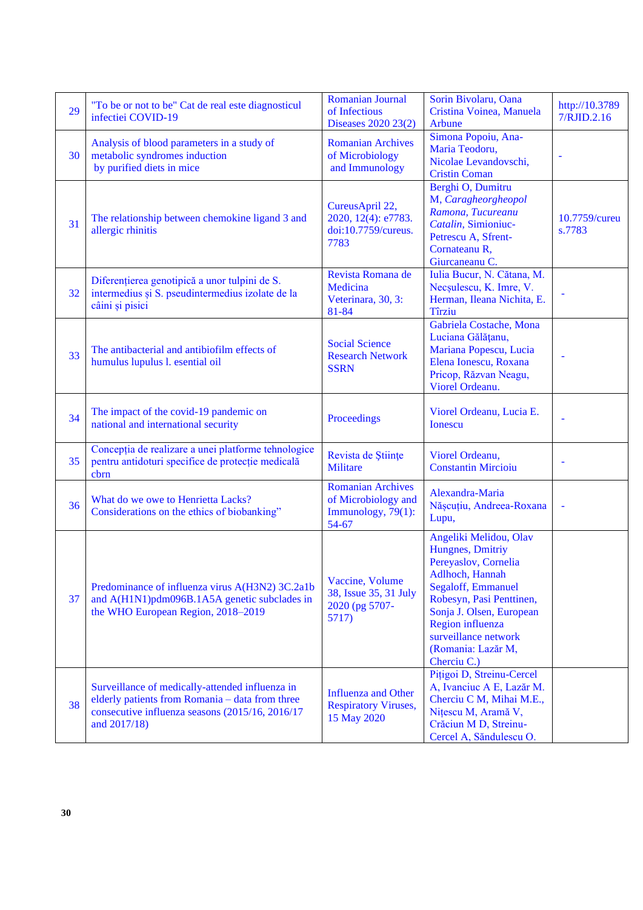| 29 | "To be or not to be" Cat de real este diagnosticul infectiei COVID-19 | Romanian Journal of Infectious Diseases 2020 23(2) | Sorin Bivolaru, Oana Cristina Voinea, Manuela Arbune | http://10.37897/RJID.2.16 |
|---|---|---|---|---|
| 30 | Analysis of blood parameters in a study of metabolic syndromes induction by purified diets in mice | Romanian Archives of Microbiology and Immunology | Simona Popoiu, Ana-Maria Teodoru, Nicolae Levandovschi, Cristin Coman | - |
| 31 | The relationship between chemokine ligand 3 and allergic rhinitis | CureusApril 22, 2020, 12(4): e7783. doi:10.7759/cureus.7783 | Berghi O, Dumitru M, *Caragheorgheopol Ramona, Tucureanu Catalin*, Simioniuc-Petrescu A, Sfrent-Cornateanu R, Giurcaneanu C. | 10.7759/cureus.7783 |
| 32 | Diferențierea genotipică a unor tulpini de S. intermedius și S. pseudintermedius izolate de la câini și pisici | Revista Romana de Medicina Veterinara, 30, 3: 81-84 | Iulia Bucur, N. Cătana, M. Necşulescu, K. Imre, V. Herman, Ileana Nichita, E. Tîrziu | - |
| 33 | The antibacterial and antibiofilm effects of humulus lupulus l. esential oil | Social Science Research Network SSRN | Gabriela Costache, Mona Luciana Gălăţanu, Mariana Popescu, Lucia Elena Ionescu, Roxana Pricop, Răzvan Neagu, Viorel Ordeanu. | - |
| 34 | The impact of the covid-19 pandemic on national and international security | Proceedings | Viorel Ordeanu, Lucia E. Ionescu | - |
| 35 | Concepția de realizare a unei platforme tehnologice pentru antidoturi specifice de protecție medicală cbrn | Revista de Științe Militare | Viorel Ordeanu, Constantin Mircioiu | - |
| 36 | What do we owe to Henrietta Lacks? Considerations on the ethics of biobanking" | Romanian Archives of Microbiology and Immunology, 79(1): 54-67 | Alexandra-Maria Năşcuțiu, Andreea-Roxana Lupu, | - |
| 37 | Predominance of influenza virus A(H3N2) 3C.2a1b and A(H1N1)pdm096B.1A5A genetic subclades in the WHO European Region, 2018–2019 | Vaccine, Volume 38, Issue 35, 31 July 2020 (pg 5707-5717) | Angeliki Melidou, Olav Hungnes, Dmitriy Pereyaslov, Cornelia Adlhoch, Hannah Segaloff, Emmanuel Robesyn, Pasi Penttinen, Sonja J. Olsen, European Region influenza surveillance network (Romania: Lazăr M, Cherciu C.) | |
| 38 | Surveillance of medically-attended influenza in elderly patients from Romania – data from three consecutive influenza seasons (2015/16, 2016/17 and 2017/18) | Influenza and Other Respiratory Viruses, 15 May 2020 | Pițigoi D, Streinu-Cercel A, Ivanciuc A E, Lazăr M. Cherciu C M, Mihai M.E., Nițescu M, Aramă V, Crăciun M D, Streinu-Cercel A, Săndulescu O. | |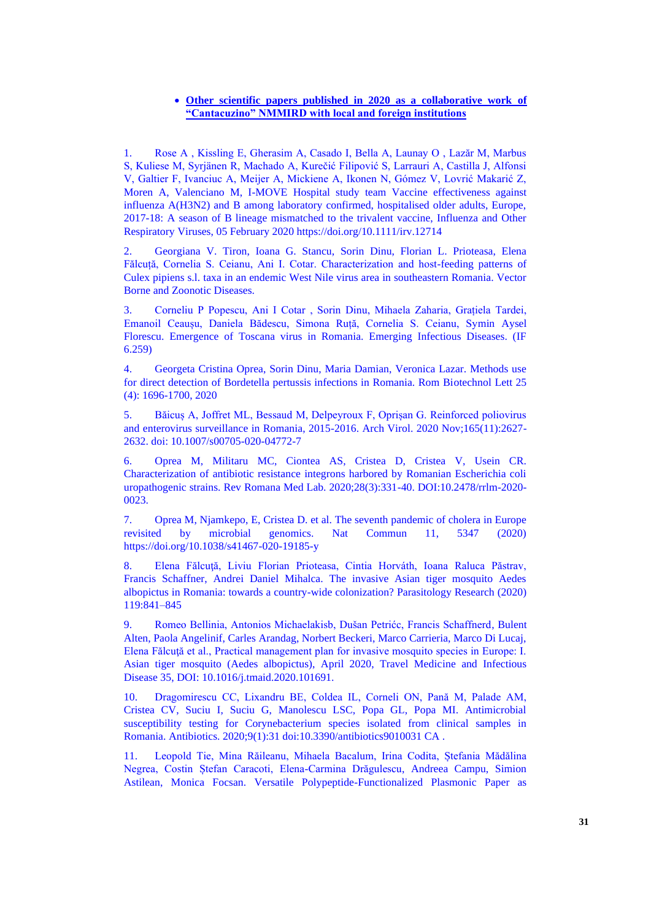- **Other scientific papers published in 2020 as a collaborative work of "Cantacuzino" NMMIRD with local and foreign institutions**

1. Rose A , Kissling E, Gherasim A, Casado I, Bella A, Launay O , Lazăr M, Marbus S, Kuliese M, Syrjänen R, Machado A, Kurečić Filipović S, Larrauri A, Castilla J, Alfonsi V, Galtier F, Ivanciuc A, Meijer A, Mickiene A, Ikonen N, Gómez V, Lovrić Makarić Z, Moren A, Valenciano M, I-MOVE Hospital study team Vaccine effectiveness against influenza A(H3N2) and B among laboratory confirmed, hospitalised older adults, Europe, 2017-18: A season of B lineage mismatched to the trivalent vaccine, Influenza and Other Respiratory Viruses, 05 February 2020 https://doi.org/10.1111/irv.12714

2. Georgiana V. Tiron, Ioana G. Stancu, Sorin Dinu, Florian L. Prioteasa, Elena Fălcuţă, Cornelia S. Ceianu, Ani I. Cotar. Characterization and host-feeding patterns of Culex pipiens s.l. taxa in an endemic West Nile virus area in southeastern Romania. Vector Borne and Zoonotic Diseases.

3. Corneliu P Popescu, Ani I Cotar , Sorin Dinu, Mihaela Zaharia, Graţiela Tardei, Emanoil Ceauşu, Daniela Bădescu, Simona Ruţă, Cornelia S. Ceianu, Symin Aysel Florescu. Emergence of Toscana virus in Romania. Emerging Infectious Diseases. (IF 6.259)

4. Georgeta Cristina Oprea, Sorin Dinu, Maria Damian, Veronica Lazar. Methods use for direct detection of Bordetella pertussis infections in Romania. Rom Biotechnol Lett 25 (4): 1696-1700, 2020

5. Băicuş A, Joffret ML, Bessaud M, Delpeyroux F, Oprişan G. Reinforced poliovirus and enterovirus surveillance in Romania, 2015-2016. Arch Virol. 2020 Nov;165(11):2627-2632. doi: 10.1007/s00705-020-04772-7

6. Oprea M, Militaru MC, Ciontea AS, Cristea D, Cristea V, Usein CR. Characterization of antibiotic resistance integrons harbored by Romanian Escherichia coli uropathogenic strains. Rev Romana Med Lab. 2020;28(3):331-40. DOI:10.2478/rrlm-2020-0023.

7. Oprea M, Njamkepo, E, Cristea D. et al. The seventh pandemic of cholera in Europe revisited by microbial genomics. Nat Commun 11, 5347 (2020) https://doi.org/10.1038/s41467-020-19185-y

8. Elena Fălcuţă, Liviu Florian Prioteasa, Cintia Horváth, Ioana Raluca Păstrav, Francis Schaffner, Andrei Daniel Mihalca. The invasive Asian tiger mosquito Aedes albopictus in Romania: towards a country-wide colonization? Parasitology Research (2020) 119:841–845

9. Romeo Bellinia, Antonios Michaelakisb, Dušan Petrićc, Francis Schaffnerd, Bulent Alten, Paola Angelinif, Carles Arandag, Norbert Beckeri, Marco Carrieria, Marco Di Lucaj, Elena Fălcuţă et al., Practical management plan for invasive mosquito species in Europe: I. Asian tiger mosquito (Aedes albopictus), April 2020, Travel Medicine and Infectious Disease 35, DOI: 10.1016/j.tmaid.2020.101691.

10. Dragomirescu CC, Lixandru BE, Coldea IL, Corneli ON, Pană M, Palade AM, Cristea CV, Suciu I, Suciu G, Manolescu LSC, Popa GL, Popa MI. Antimicrobial susceptibility testing for Corynebacterium species isolated from clinical samples in Romania. Antibiotics. 2020;9(1):31 doi:10.3390/antibiotics9010031 CA .

11. Leopold Tie, Mina Răileanu, Mihaela Bacalum, Irina Codita, Ştefania Mădălina Negrea, Costin Ştefan Caracoti, Elena-Carmina Drăgulescu, Andreea Campu, Simion Astilean, Monica Focsan. Versatile Polypeptide-Functionalized Plasmonic Paper as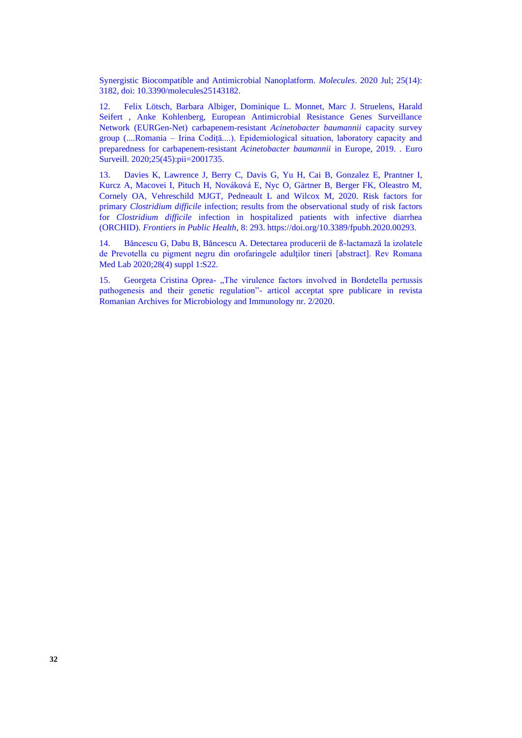Synergistic Biocompatible and Antimicrobial Nanoplatform. *Molecules*. 2020 Jul; 25(14): 3182, doi: 10.3390/molecules25143182.

12. Felix Lötsch, Barbara Albiger, Dominique L. Monnet, Marc J. Struelens, Harald Seifert , Anke Kohlenberg, European Antimicrobial Resistance Genes Surveillance Network (EURGen-Net) carbapenem-resistant *Acinetobacter baumannii* capacity survey group (....Romania – Irina Codiță....). Epidemiological situation, laboratory capacity and preparedness for carbapenem-resistant *Acinetobacter baumannii* in Europe, 2019. . Euro Surveill. 2020;25(45):pii=2001735.

13. Davies K, Lawrence J, Berry C, Davis G, Yu H, Cai B, Gonzalez E, Prantner I, Kurcz A, Macovei I, Pituch H, Nováková E, Nyc O, Gärtner B, Berger FK, Oleastro M, Cornely OA, Vehreschild MJGT, Pedneault L and Wilcox M, 2020. Risk factors for primary *Clostridium difficile* infection; results from the observational study of risk factors for *Clostridium difficile* infection in hospitalized patients with infective diarrhea (ORCHID). *Frontiers in Public Health*, 8: 293. https://doi.org/10.3389/fpubh.2020.00293.

14. Băncescu G, Dabu B, Băncescu A. Detectarea producerii de ß-lactamază la izolatele de Prevotella cu pigment negru din orofaringele adulților tineri [abstract]. Rev Romana Med Lab 2020;28(4) suppl 1:S22.

15. Georgeta Cristina Oprea- „The virulence factors involved in Bordetella pertussis pathogenesis and their genetic regulation"- articol acceptat spre publicare in revista Romanian Archives for Microbiology and Immunology nr. 2/2020.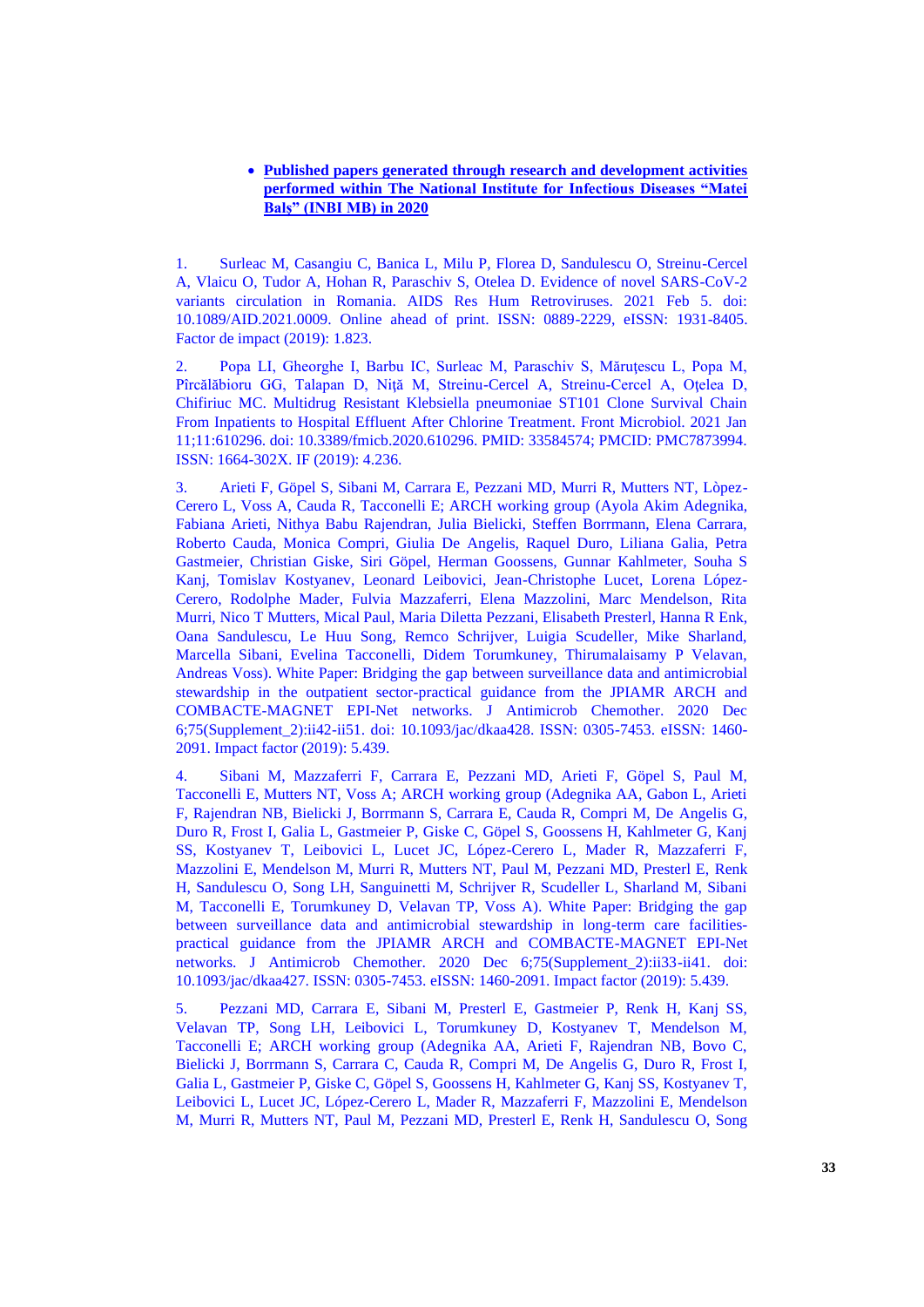- **Published papers generated through research and development activities performed within The National Institute for Infectious Diseases "Matei Balş" (INBI MB) in 2020**

1. Surleac M, Casangiu C, Banica L, Milu P, Florea D, Sandulescu O, Streinu-Cercel A, Vlaicu O, Tudor A, Hohan R, Paraschiv S, Otelea D. Evidence of novel SARS-CoV-2 variants circulation in Romania. AIDS Res Hum Retroviruses. 2021 Feb 5. doi: 10.1089/AID.2021.0009. Online ahead of print. ISSN: 0889-2229, eISSN: 1931-8405. Factor de impact (2019): 1.823.

2. Popa LI, Gheorghe I, Barbu IC, Surleac M, Paraschiv S, Măruțescu L, Popa M, Pîrcălăbioru GG, Talapan D, Niță M, Streinu-Cercel A, Streinu-Cercel A, Oțelea D, Chifiriuc MC. Multidrug Resistant Klebsiella pneumoniae ST101 Clone Survival Chain From Inpatients to Hospital Effluent After Chlorine Treatment. Front Microbiol. 2021 Jan 11;11:610296. doi: 10.3389/fmicb.2020.610296. PMID: 33584574; PMCID: PMC7873994. ISSN: 1664-302X. IF (2019): 4.236.

3. Arieti F, Göpel S, Sibani M, Carrara E, Pezzani MD, Murri R, Mutters NT, Lòpez-Cerero L, Voss A, Cauda R, Tacconelli E; ARCH working group (Ayola Akim Adegnika, Fabiana Arieti, Nithya Babu Rajendran, Julia Bielicki, Steffen Borrmann, Elena Carrara, Roberto Cauda, Monica Compri, Giulia De Angelis, Raquel Duro, Liliana Galia, Petra Gastmeier, Christian Giske, Siri Göpel, Herman Goossens, Gunnar Kahlmeter, Souha S Kanj, Tomislav Kostyanev, Leonard Leibovici, Jean-Christophe Lucet, Lorena López-Cerero, Rodolphe Mader, Fulvia Mazzaferri, Elena Mazzolini, Marc Mendelson, Rita Murri, Nico T Mutters, Mical Paul, Maria Diletta Pezzani, Elisabeth Presterl, Hanna R Enk, Oana Sandulescu, Le Huu Song, Remco Schrijver, Luigia Scudeller, Mike Sharland, Marcella Sibani, Evelina Tacconelli, Didem Torumkuney, Thirumalaisamy P Velavan, Andreas Voss). White Paper: Bridging the gap between surveillance data and antimicrobial stewardship in the outpatient sector-practical guidance from the JPIAMR ARCH and COMBACTE-MAGNET EPI-Net networks. J Antimicrob Chemother. 2020 Dec 6;75(Supplement_2):ii42-ii51. doi: 10.1093/jac/dkaa428. ISSN: 0305-7453. eISSN: 1460-2091. Impact factor (2019): 5.439.

4. Sibani M, Mazzaferri F, Carrara E, Pezzani MD, Arieti F, Göpel S, Paul M, Tacconelli E, Mutters NT, Voss A; ARCH working group (Adegnika AA, Gabon L, Arieti F, Rajendran NB, Bielicki J, Borrmann S, Carrara E, Cauda R, Compri M, De Angelis G, Duro R, Frost I, Galia L, Gastmeier P, Giske C, Göpel S, Goossens H, Kahlmeter G, Kanj SS, Kostyanev T, Leibovici L, Lucet JC, López-Cerero L, Mader R, Mazzaferri F, Mazzolini E, Mendelson M, Murri R, Mutters NT, Paul M, Pezzani MD, Presterl E, Renk H, Sandulescu O, Song LH, Sanguinetti M, Schrijver R, Scudeller L, Sharland M, Sibani M, Tacconelli E, Torumkuney D, Velavan TP, Voss A). White Paper: Bridging the gap between surveillance data and antimicrobial stewardship in long-term care facilities-practical guidance from the JPIAMR ARCH and COMBACTE-MAGNET EPI-Net networks. J Antimicrob Chemother. 2020 Dec 6;75(Supplement_2):ii33-ii41. doi: 10.1093/jac/dkaa427. ISSN: 0305-7453. eISSN: 1460-2091. Impact factor (2019): 5.439.

5. Pezzani MD, Carrara E, Sibani M, Presterl E, Gastmeier P, Renk H, Kanj SS, Velavan TP, Song LH, Leibovici L, Torumkuney D, Kostyanev T, Mendelson M, Tacconelli E; ARCH working group (Adegnika AA, Arieti F, Rajendran NB, Bovo C, Bielicki J, Borrmann S, Carrara C, Cauda R, Compri M, De Angelis G, Duro R, Frost I, Galia L, Gastmeier P, Giske C, Göpel S, Goossens H, Kahlmeter G, Kanj SS, Kostyanev T, Leibovici L, Lucet JC, López-Cerero L, Mader R, Mazzaferri F, Mazzolini E, Mendelson M, Murri R, Mutters NT, Paul M, Pezzani MD, Presterl E, Renk H, Sandulescu O, Song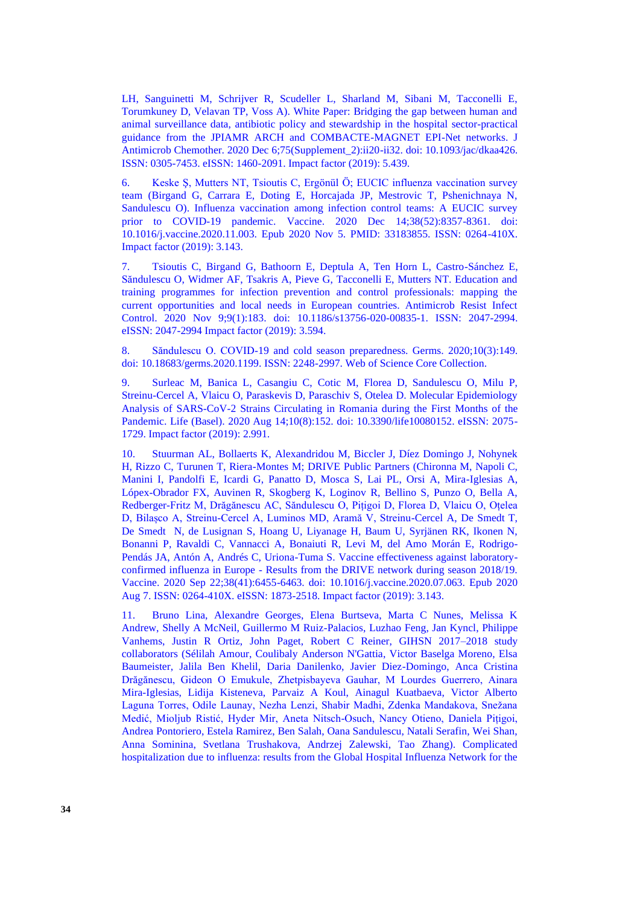LH, Sanguinetti M, Schrijver R, Scudeller L, Sharland M, Sibani M, Tacconelli E, Torumkuney D, Velavan TP, Voss A). White Paper: Bridging the gap between human and animal surveillance data, antibiotic policy and stewardship in the hospital sector-practical guidance from the JPIAMR ARCH and COMBACTE-MAGNET EPI-Net networks. J Antimicrob Chemother. 2020 Dec 6;75(Supplement_2):ii20-ii32. doi: 10.1093/jac/dkaa426. ISSN: 0305-7453. eISSN: 1460-2091. Impact factor (2019): 5.439.

6. Keske Ş, Mutters NT, Tsioutis C, Ergönül Ö; EUCIC influenza vaccination survey team (Birgand G, Carrara E, Doting E, Horcajada JP, Mestrovic T, Pshenichnaya N, Sandulescu O). Influenza vaccination among infection control teams: A EUCIC survey prior to COVID-19 pandemic. Vaccine. 2020 Dec 14;38(52):8357-8361. doi: 10.1016/j.vaccine.2020.11.003. Epub 2020 Nov 5. PMID: 33183855. ISSN: 0264-410X. Impact factor (2019): 3.143.

7. Tsioutis C, Birgand G, Bathoorn E, Deptula A, Ten Horn L, Castro-Sánchez E, Săndulescu O, Widmer AF, Tsakris A, Pieve G, Tacconelli E, Mutters NT. Education and training programmes for infection prevention and control professionals: mapping the current opportunities and local needs in European countries. Antimicrob Resist Infect Control. 2020 Nov 9;9(1):183. doi: 10.1186/s13756-020-00835-1. ISSN: 2047-2994. eISSN: 2047-2994 Impact factor (2019): 3.594.

8. Săndulescu O. COVID-19 and cold season preparedness. Germs. 2020;10(3):149. doi: 10.18683/germs.2020.1199. ISSN: 2248-2997. Web of Science Core Collection.

9. Surleac M, Banica L, Casangiu C, Cotic M, Florea D, Sandulescu O, Milu P, Streinu-Cercel A, Vlaicu O, Paraskevis D, Paraschiv S, Otelea D. Molecular Epidemiology Analysis of SARS-CoV-2 Strains Circulating in Romania during the First Months of the Pandemic. Life (Basel). 2020 Aug 14;10(8):152. doi: 10.3390/life10080152. eISSN: 2075-1729. Impact factor (2019): 2.991.

10. Stuurman AL, Bollaerts K, Alexandridou M, Biccler J, Díez Domingo J, Nohynek H, Rizzo C, Turunen T, Riera-Montes M; DRIVE Public Partners (Chironna M, Napoli C, Manini I, Pandolfi E, Icardi G, Panatto D, Mosca S, Lai PL, Orsi A, Mira-Iglesias A, López-Obrador FX, Auvinen R, Skogberg K, Loginov R, Bellino S, Punzo O, Bella A, Redberger-Fritz M, Drăgănescu AC, Săndulescu O, Pițigoi D, Florea D, Vlaicu O, Oțelea D, Bilașco A, Streinu-Cercel A, Luminos MD, Aramă V, Streinu-Cercel A, De Smedt T, De Smedt N, de Lusignan S, Hoang U, Liyanage H, Baum U, Syrjänen RK, Ikonen N, Bonanni P, Ravaldi C, Vannacci A, Bonaiuti R, Levi M, del Amo Morán E, Rodrigo-Pendás JA, Antón A, Andrés C, Uriona-Tuma S. Vaccine effectiveness against laboratory-confirmed influenza in Europe - Results from the DRIVE network during season 2018/19. Vaccine. 2020 Sep 22;38(41):6455-6463. doi: 10.1016/j.vaccine.2020.07.063. Epub 2020 Aug 7. ISSN: 0264-410X. eISSN: 1873-2518. Impact factor (2019): 3.143.

11. Bruno Lina, Alexandre Georges, Elena Burtseva, Marta C Nunes, Melissa K Andrew, Shelly A McNeil, Guillermo M Ruiz-Palacios, Luzhao Feng, Jan Kyncl, Philippe Vanhems, Justin R Ortiz, John Paget, Robert C Reiner, GIHSN 2017–2018 study collaborators (Sélilah Amour, Coulibaly Anderson N'Gattia, Victor Baselga Moreno, Elsa Baumeister, Jalila Ben Khelil, Daria Danilenko, Javier Diez-Domingo, Anca Cristina Drăgănescu, Gideon O Emukule, Zhetpisbayeva Gauhar, M Lourdes Guerrero, Ainara Mira-Iglesias, Lidija Kisteneva, Parvaiz A Koul, Ainagul Kuatbaeva, Victor Alberto Laguna Torres, Odile Launay, Nezha Lenzi, Shabir Madhi, Zdenka Mandakova, Snežana Medić, Mioljub Ristić, Hyder Mir, Aneta Nitsch-Osuch, Nancy Otieno, Daniela Pițigoi, Andrea Pontoriero, Estela Ramirez, Ben Salah, Oana Sandulescu, Natali Serafin, Wei Shan, Anna Sominina, Svetlana Trushakova, Andrzej Zalewski, Tao Zhang). Complicated hospitalization due to influenza: results from the Global Hospital Influenza Network for the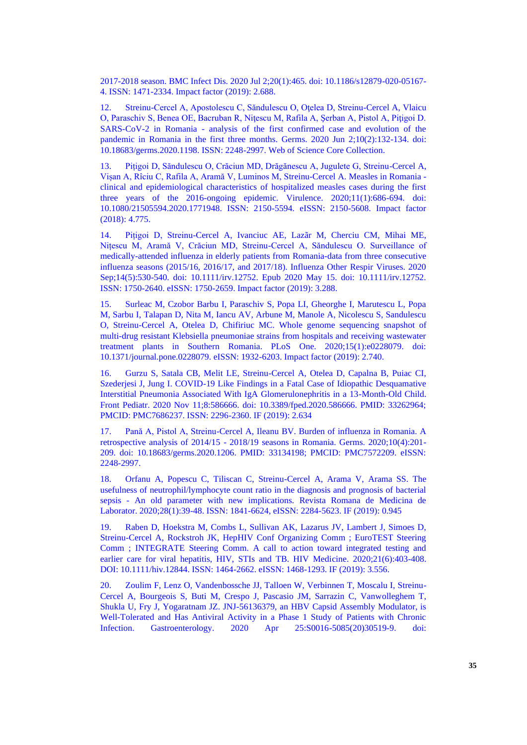2017-2018 season. BMC Infect Dis. 2020 Jul 2;20(1):465. doi: 10.1186/s12879-020-05167-4. ISSN: 1471-2334. Impact factor (2019): 2.688.

12. Streinu-Cercel A, Apostolescu C, Săndulescu O, Oțelea D, Streinu-Cercel A, Vlaicu O, Paraschiv S, Benea OE, Bacruban R, Nițescu M, Rafila A, Şerban A, Pistol A, Pițigoi D. SARS-CoV-2 in Romania - analysis of the first confirmed case and evolution of the pandemic in Romania in the first three months. Germs. 2020 Jun 2;10(2):132-134. doi: 10.18683/germs.2020.1198. ISSN: 2248-2997. Web of Science Core Collection.

13. Pițigoi D, Săndulescu O, Crăciun MD, Drăgănescu A, Jugulete G, Streinu-Cercel A, Vişan A, Rîciu C, Rafila A, Aramă V, Luminos M, Streinu-Cercel A. Measles in Romania - clinical and epidemiological characteristics of hospitalized measles cases during the first three years of the 2016-ongoing epidemic. Virulence. 2020;11(1):686-694. doi: 10.1080/21505594.2020.1771948. ISSN: 2150-5594. eISSN: 2150-5608. Impact factor (2018): 4.775.

14. Pițigoi D, Streinu-Cercel A, Ivanciuc AE, Lazăr M, Cherciu CM, Mihai ME, Nițescu M, Aramă V, Crăciun MD, Streinu-Cercel A, Săndulescu O. Surveillance of medically-attended influenza in elderly patients from Romania-data from three consecutive influenza seasons (2015/16, 2016/17, and 2017/18). Influenza Other Respir Viruses. 2020 Sep;14(5):530-540. doi: 10.1111/irv.12752. Epub 2020 May 15. doi: 10.1111/irv.12752. ISSN: 1750-2640. eISSN: 1750-2659. Impact factor (2019): 3.288.

15. Surleac M, Czobor Barbu I, Paraschiv S, Popa LI, Gheorghe I, Marutescu L, Popa M, Sarbu I, Talapan D, Nita M, Iancu AV, Arbune M, Manole A, Nicolescu S, Sandulescu O, Streinu-Cercel A, Otelea D, Chifiriuc MC. Whole genome sequencing snapshot of multi-drug resistant Klebsiella pneumoniae strains from hospitals and receiving wastewater treatment plants in Southern Romania. PLoS One. 2020;15(1):e0228079. doi: 10.1371/journal.pone.0228079. eISSN: 1932-6203. Impact factor (2019): 2.740.

16. Gurzu S, Satala CB, Melit LE, Streinu-Cercel A, Otelea D, Capalna B, Puiac CI, Szederjesi J, Jung I. COVID-19 Like Findings in a Fatal Case of Idiopathic Desquamative Interstitial Pneumonia Associated With IgA Glomerulonephritis in a 13-Month-Old Child. Front Pediatr. 2020 Nov 11;8:586666. doi: 10.3389/fped.2020.586666. PMID: 33262964; PMCID: PMC7686237. ISSN: 2296-2360. IF (2019): 2.634

17. Pană A, Pistol A, Streinu-Cercel A, Ileanu BV. Burden of influenza in Romania. A retrospective analysis of 2014/15 - 2018/19 seasons in Romania. Germs. 2020;10(4):201-209. doi: 10.18683/germs.2020.1206. PMID: 33134198; PMCID: PMC7572209. eISSN: 2248-2997.

18. Orfanu A, Popescu C, Tiliscan C, Streinu-Cercel A, Arama V, Arama SS. The usefulness of neutrophil/lymphocyte count ratio in the diagnosis and prognosis of bacterial sepsis - An old parameter with new implications. Revista Romana de Medicina de Laborator. 2020;28(1):39-48. ISSN: 1841-6624, eISSN: 2284-5623. IF (2019): 0.945

19. Raben D, Hoekstra M, Combs L, Sullivan AK, Lazarus JV, Lambert J, Simoes D, Streinu-Cercel A, Rockstroh JK, HepHIV Conf Organizing Comm ; EuroTEST Steering Comm ; INTEGRATE Steering Comm. A call to action toward integrated testing and earlier care for viral hepatitis, HIV, STIs and TB. HIV Medicine. 2020;21(6):403-408. DOI: 10.1111/hiv.12844. ISSN: 1464-2662. eISSN: 1468-1293. IF (2019): 3.556.

20. Zoulim F, Lenz O, Vandenbossche JJ, Talloen W, Verbinnen T, Moscalu I, Streinu-Cercel A, Bourgeois S, Buti M, Crespo J, Pascasio JM, Sarrazin C, Vanwolleghem T, Shukla U, Fry J, Yogaratnam JZ. JNJ-56136379, an HBV Capsid Assembly Modulator, is Well-Tolerated and Has Antiviral Activity in a Phase 1 Study of Patients with Chronic Infection. Gastroenterology. 2020 Apr 25:S0016-5085(20)30519-9. doi: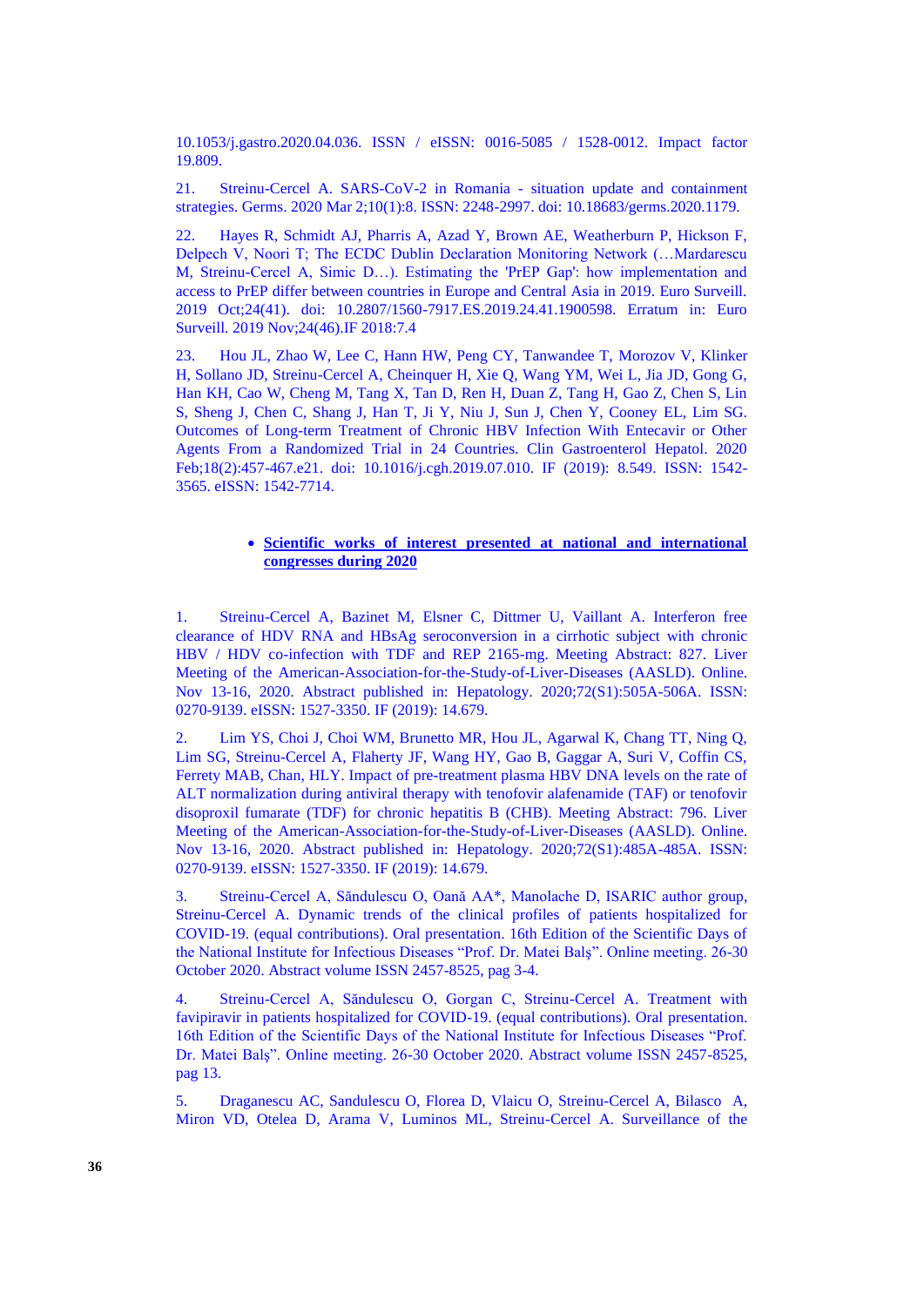10.1053/j.gastro.2020.04.036. ISSN / eISSN: 0016-5085 / 1528-0012. Impact factor 19.809.

21. Streinu-Cercel A. SARS-CoV-2 in Romania - situation update and containment strategies. Germs. 2020 Mar 2;10(1):8. ISSN: 2248-2997. doi: 10.18683/germs.2020.1179.

22. Hayes R, Schmidt AJ, Pharris A, Azad Y, Brown AE, Weatherburn P, Hickson F, Delpech V, Noori T; The ECDC Dublin Declaration Monitoring Network (…Mardarescu M, Streinu-Cercel A, Simic D…). Estimating the 'PrEP Gap': how implementation and access to PrEP differ between countries in Europe and Central Asia in 2019. Euro Surveill. 2019 Oct;24(41). doi: 10.2807/1560-7917.ES.2019.24.41.1900598. Erratum in: Euro Surveill. 2019 Nov;24(46).IF 2018:7.4

23. Hou JL, Zhao W, Lee C, Hann HW, Peng CY, Tanwandee T, Morozov V, Klinker H, Sollano JD, Streinu-Cercel A, Cheinquer H, Xie Q, Wang YM, Wei L, Jia JD, Gong G, Han KH, Cao W, Cheng M, Tang X, Tan D, Ren H, Duan Z, Tang H, Gao Z, Chen S, Lin S, Sheng J, Chen C, Shang J, Han T, Ji Y, Niu J, Sun J, Chen Y, Cooney EL, Lim SG. Outcomes of Long-term Treatment of Chronic HBV Infection With Entecavir or Other Agents From a Randomized Trial in 24 Countries. Clin Gastroenterol Hepatol. 2020 Feb;18(2):457-467.e21. doi: 10.1016/j.cgh.2019.07.010. IF (2019): 8.549. ISSN: 1542-3565. eISSN: 1542-7714.

- **<u>Scientific works of interest presented at national and international congresses during 2020</u>**

1. Streinu-Cercel A, Bazinet M, Elsner C, Dittmer U, Vaillant A. Interferon free clearance of HDV RNA and HBsAg seroconversion in a cirrhotic subject with chronic HBV / HDV co-infection with TDF and REP 2165-mg. Meeting Abstract: 827. Liver Meeting of the American-Association-for-the-Study-of-Liver-Diseases (AASLD). Online. Nov 13-16, 2020. Abstract published in: Hepatology. 2020;72(S1):505A-506A. ISSN: 0270-9139. eISSN: 1527-3350. IF (2019): 14.679.

2. Lim YS, Choi J, Choi WM, Brunetto MR, Hou JL, Agarwal K, Chang TT, Ning Q, Lim SG, Streinu-Cercel A, Flaherty JF, Wang HY, Gao B, Gaggar A, Suri V, Coffin CS, Ferrety MAB, Chan, HLY. Impact of pre-treatment plasma HBV DNA levels on the rate of ALT normalization during antiviral therapy with tenofovir alafenamide (TAF) or tenofovir disoproxil fumarate (TDF) for chronic hepatitis B (CHB). Meeting Abstract: 796. Liver Meeting of the American-Association-for-the-Study-of-Liver-Diseases (AASLD). Online. Nov 13-16, 2020. Abstract published in: Hepatology. 2020;72(S1):485A-485A. ISSN: 0270-9139. eISSN: 1527-3350. IF (2019): 14.679.

3. Streinu-Cercel A, Săndulescu O, Oană AA*, Manolache D, ISARIC author group, Streinu-Cercel A. Dynamic trends of the clinical profiles of patients hospitalized for COVID-19. (equal contributions). Oral presentation. 16th Edition of the Scientific Days of the National Institute for Infectious Diseases "Prof. Dr. Matei Balş". Online meeting. 26-30 October 2020. Abstract volume ISSN 2457-8525, pag 3-4.

4. Streinu-Cercel A, Săndulescu O, Gorgan C, Streinu-Cercel A. Treatment with favipiravir in patients hospitalized for COVID-19. (equal contributions). Oral presentation. 16th Edition of the Scientific Days of the National Institute for Infectious Diseases "Prof. Dr. Matei Balş". Online meeting. 26-30 October 2020. Abstract volume ISSN 2457-8525, pag 13.

5. Draganescu AC, Sandulescu O, Florea D, Vlaicu O, Streinu-Cercel A, Bilasco A, Miron VD, Otelea D, Arama V, Luminos ML, Streinu-Cercel A. Surveillance of the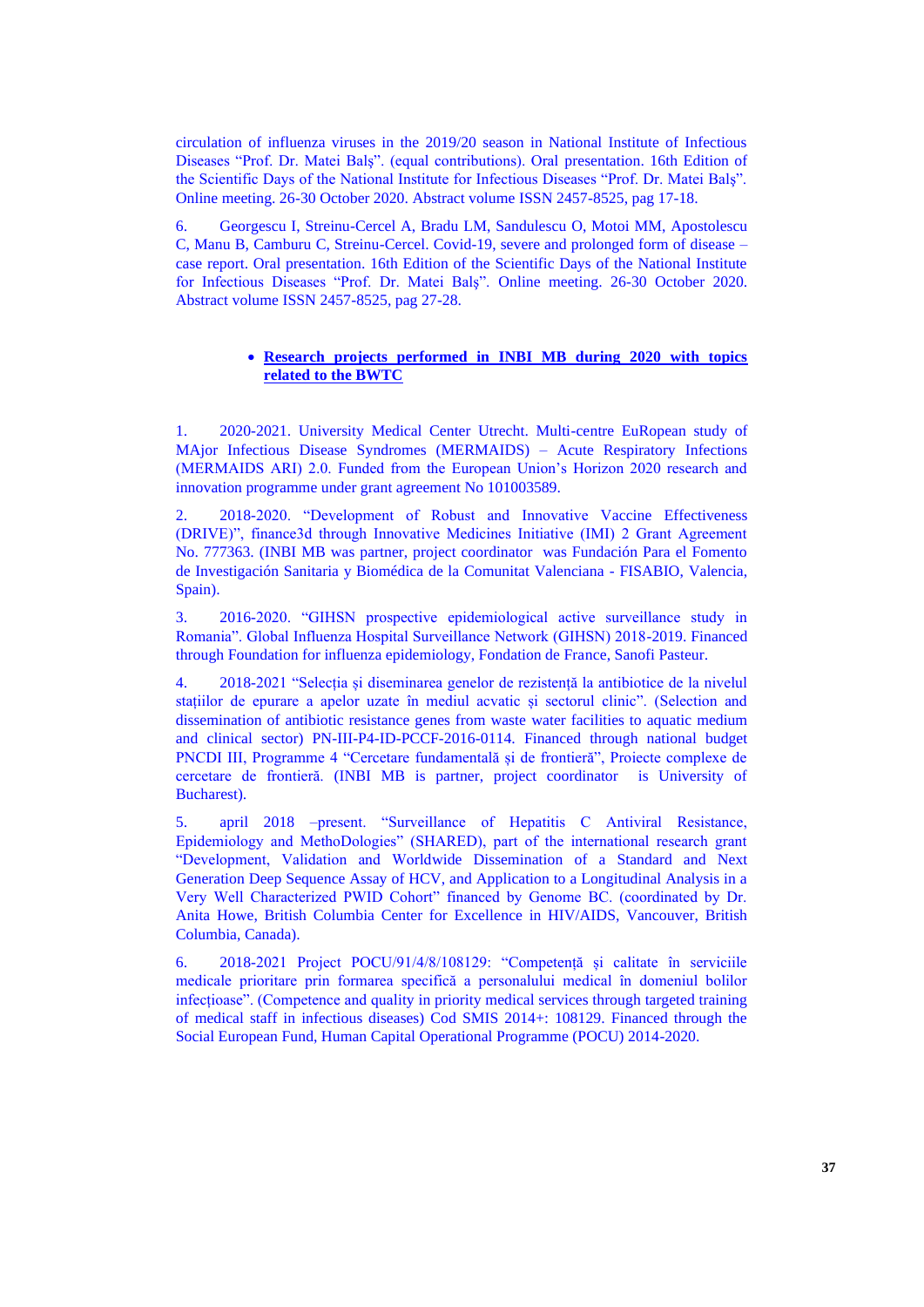circulation of influenza viruses in the 2019/20 season in National Institute of Infectious Diseases “Prof. Dr. Matei Balş”. (equal contributions). Oral presentation. 16th Edition of the Scientific Days of the National Institute for Infectious Diseases “Prof. Dr. Matei Balş”. Online meeting. 26-30 October 2020. Abstract volume ISSN 2457-8525, pag 17-18.

6. Georgescu I, Streinu-Cercel A, Bradu LM, Sandulescu O, Motoi MM, Apostolescu C, Manu B, Camburu C, Streinu-Cercel. Covid-19, severe and prolonged form of disease – case report. Oral presentation. 16th Edition of the Scientific Days of the National Institute for Infectious Diseases “Prof. Dr. Matei Balş”. Online meeting. 26-30 October 2020. Abstract volume ISSN 2457-8525, pag 27-28.

- **Research projects performed in INBI MB during 2020 with topics related to the BWTC**

1. 2020-2021. University Medical Center Utrecht. Multi-centre EuRopean study of MAjor Infectious Disease Syndromes (MERMAIDS) – Acute Respiratory Infections (MERMAIDS ARI) 2.0. Funded from the European Union’s Horizon 2020 research and innovation programme under grant agreement No 101003589.

2. 2018-2020. “Development of Robust and Innovative Vaccine Effectiveness (DRIVE)”, finance3d through Innovative Medicines Initiative (IMI) 2 Grant Agreement No. 777363. (INBI MB was partner, project coordinator was Fundación Para el Fomento de Investigación Sanitaria y Biomédica de la Comunitat Valenciana - FISABIO, Valencia, Spain).

3. 2016-2020. “GIHSN prospective epidemiological active surveillance study in Romania”. Global Influenza Hospital Surveillance Network (GIHSN) 2018-2019. Financed through Foundation for influenza epidemiology, Fondation de France, Sanofi Pasteur.

4. 2018-2021 “Selecția și diseminarea genelor de rezistență la antibiotice de la nivelul stațiilor de epurare a apelor uzate în mediul acvatic și sectorul clinic”. (Selection and dissemination of antibiotic resistance genes from waste water facilities to aquatic medium and clinical sector) PN-III-P4-ID-PCCF-2016-0114. Financed through national budget PNCDI III, Programme 4 “Cercetare fundamentală și de frontieră”, Proiecte complexe de cercetare de frontieră. (INBI MB is partner, project coordinator is University of Bucharest).

5. april 2018 –present. “Surveillance of Hepatitis C Antiviral Resistance, Epidemiology and MethoDologies” (SHARED), part of the international research grant “Development, Validation and Worldwide Dissemination of a Standard and Next Generation Deep Sequence Assay of HCV, and Application to a Longitudinal Analysis in a Very Well Characterized PWID Cohort” financed by Genome BC. (coordinated by Dr. Anita Howe, British Columbia Center for Excellence in HIV/AIDS, Vancouver, British Columbia, Canada).

6. 2018-2021 Project POCU/91/4/8/108129: “Competență și calitate în serviciile medicale prioritare prin formarea specifică a personalului medical în domeniul bolilor infecțioase”. (Competence and quality in priority medical services through targeted training of medical staff in infectious diseases) Cod SMIS 2014+: 108129. Financed through the Social European Fund, Human Capital Operational Programme (POCU) 2014-2020.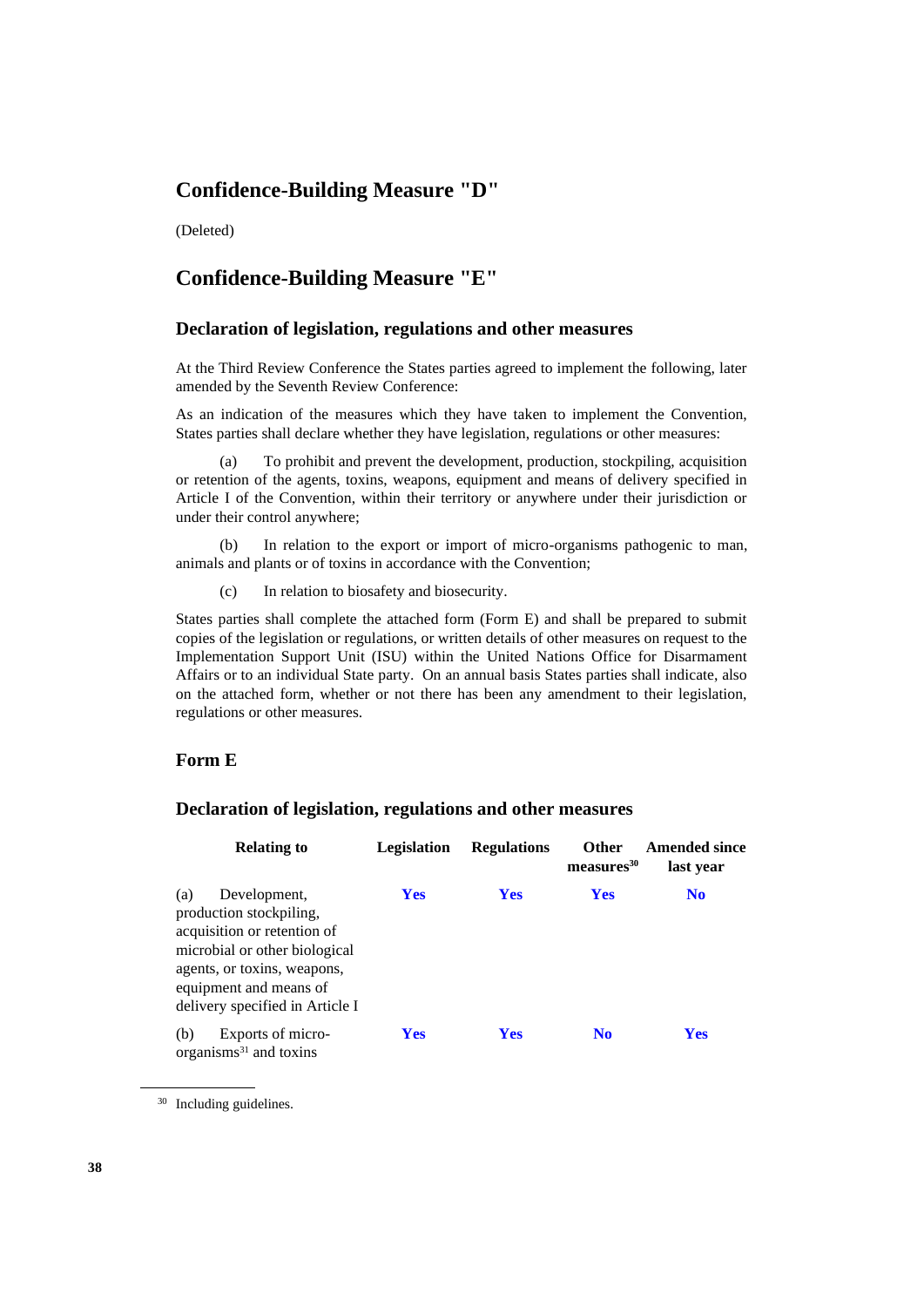## Confidence-Building Measure "D"

(Deleted)

## Confidence-Building Measure "E"

### Declaration of legislation, regulations and other measures

At the Third Review Conference the States parties agreed to implement the following, later amended by the Seventh Review Conference:

As an indication of the measures which they have taken to implement the Convention, States parties shall declare whether they have legislation, regulations or other measures:

(a) To prohibit and prevent the development, production, stockpiling, acquisition or retention of the agents, toxins, weapons, equipment and means of delivery specified in Article I of the Convention, within their territory or anywhere under their jurisdiction or under their control anywhere;

(b) In relation to the export or import of micro-organisms pathogenic to man, animals and plants or of toxins in accordance with the Convention;

(c) In relation to biosafety and biosecurity.

States parties shall complete the attached form (Form E) and shall be prepared to submit copies of the legislation or regulations, or written details of other measures on request to the Implementation Support Unit (ISU) within the United Nations Office for Disarmament Affairs or to an individual State party. On an annual basis States parties shall indicate, also on the attached form, whether or not there has been any amendment to their legislation, regulations or other measures.

### Form E

### Declaration of legislation, regulations and other measures

| Relating to | Legislation | Regulations | Other measures[30] | Amended since last year |
|---|---|---|---|---|
| (a) Development, production stockpiling, acquisition or retention of microbial or other biological agents, or toxins, weapons, equipment and means of delivery specified in Article I | **Yes** | **Yes** | **Yes** | **No** |
| (b) Exports of micro-organisms[31] and toxins | **Yes** | **Yes** | **No** | **Yes** |

[30] Including guidelines.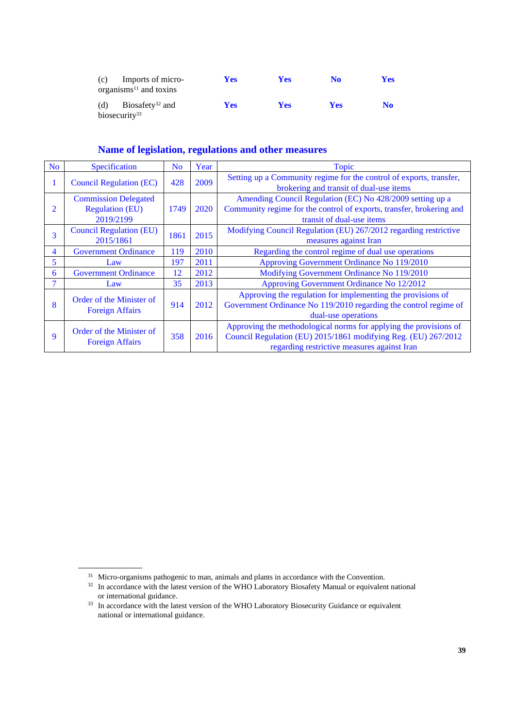| | | | | |
|---|---|---|---|---|
| (c) Imports of micro-organisms[11] and toxins | **Yes** | **Yes** | **No** | **Yes** |
| (d) Biosafety[32] and biosecurity[33] | **Yes** | **Yes** | **Yes** | **No** |

## Name of legislation, regulations and other measures

| No | Specification | No | Year | Topic |
|---|---|---|---|---|
| 1 | Council Regulation (EC) | 428 | 2009 | Setting up a Community regime for the control of exports, transfer, brokering and transit of dual-use items |
| 2 | Commission Delegated Regulation (EU) 2019/2199 | 1749 | 2020 | Amending Council Regulation (EC) No 428/2009 setting up a Community regime for the control of exports, transfer, brokering and transit of dual-use items |
| 3 | Council Regulation (EU) 2015/1861 | 1861 | 2015 | Modifying Council Regulation (EU) 267/2012 regarding restrictive measures against Iran |
| 4 | Government Ordinance | 119 | 2010 | Regarding the control regime of dual use operations |
| 5 | Law | 197 | 2011 | Approving Government Ordinance No 119/2010 |
| 6 | Government Ordinance | 12 | 2012 | Modifying Government Ordinance No 119/2010 |
| 7 | Law | 35 | 2013 | Approving Government Ordinance No 12/2012 |
| 8 | Order of the Minister of Foreign Affairs | 914 | 2012 | Approving the regulation for implementing the provisions of Government Ordinance No 119/2010 regarding the control regime of dual-use operations |
| 9 | Order of the Minister of Foreign Affairs | 358 | 2016 | Approving the methodological norms for applying the provisions of Council Regulation (EU) 2015/1861 modifying Reg. (EU) 267/2012 regarding restrictive measures against Iran |

[31] Micro-organisms pathogenic to man, animals and plants in accordance with the Convention.

[32] In accordance with the latest version of the WHO Laboratory Biosafety Manual or equivalent national or international guidance.

[33] In accordance with the latest version of the WHO Laboratory Biosecurity Guidance or equivalent national or international guidance.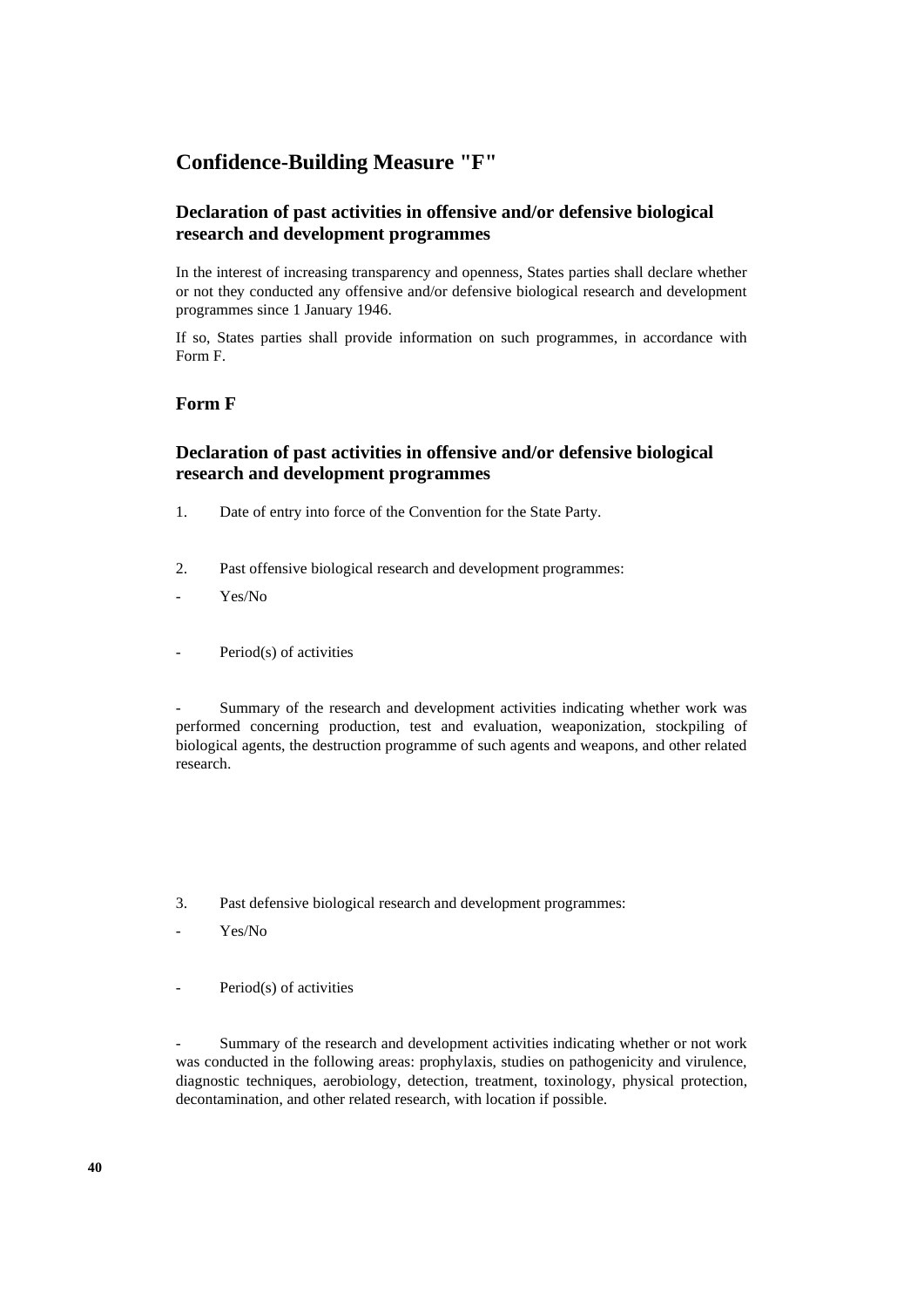# Confidence-Building Measure "F"

## Declaration of past activities in offensive and/or defensive biological research and development programmes

In the interest of increasing transparency and openness, States parties shall declare whether or not they conducted any offensive and/or defensive biological research and development programmes since 1 January 1946.

If so, States parties shall provide information on such programmes, in accordance with Form F.

## Form F

## Declaration of past activities in offensive and/or defensive biological research and development programmes

1. Date of entry into force of the Convention for the State Party.

2. Past offensive biological research and development programmes:

- Yes/No

- Period(s) of activities

- Summary of the research and development activities indicating whether work was performed concerning production, test and evaluation, weaponization, stockpiling of biological agents, the destruction programme of such agents and weapons, and other related research.

3. Past defensive biological research and development programmes:

- Yes/No

- Period(s) of activities

- Summary of the research and development activities indicating whether or not work was conducted in the following areas: prophylaxis, studies on pathogenicity and virulence, diagnostic techniques, aerobiology, detection, treatment, toxinology, physical protection, decontamination, and other related research, with location if possible.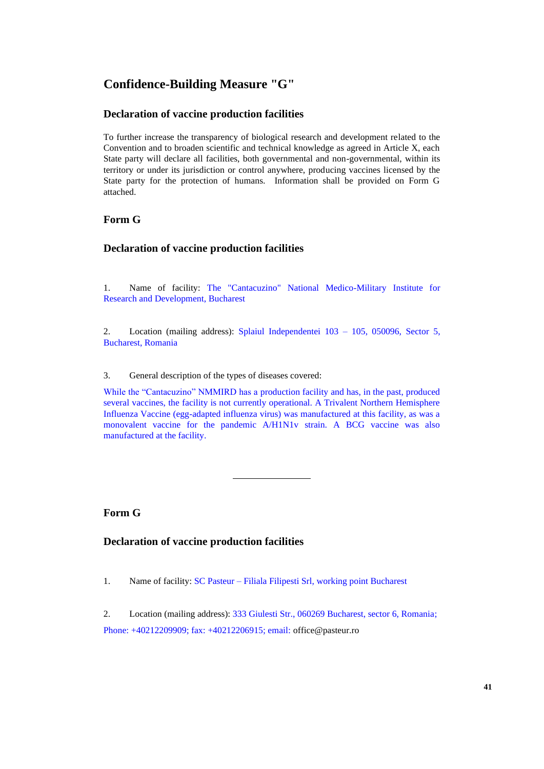## Confidence-Building Measure "G"

### Declaration of vaccine production facilities

To further increase the transparency of biological research and development related to the Convention and to broaden scientific and technical knowledge as agreed in Article X, each State party will declare all facilities, both governmental and non-governmental, within its territory or under its jurisdiction or control anywhere, producing vaccines licensed by the State party for the protection of humans. Information shall be provided on Form G attached.

### Form G

### Declaration of vaccine production facilities

1. Name of facility: The "Cantacuzino" National Medico-Military Institute for Research and Development, Bucharest

2. Location (mailing address): Splaiul Independentei 103 – 105, 050096, Sector 5, Bucharest, Romania

3. General description of the types of diseases covered:

While the "Cantacuzino" NMMIRD has a production facility and has, in the past, produced several vaccines, the facility is not currently operational. A Trivalent Northern Hemisphere Influenza Vaccine (egg-adapted influenza virus) was manufactured at this facility, as was a monovalent vaccine for the pandemic A/H1N1v strain. A BCG vaccine was also manufactured at the facility.

---

### Form G

### Declaration of vaccine production facilities

1. Name of facility: SC Pasteur – Filiala Filipesti Srl, working point Bucharest

2. Location (mailing address): 333 Giulesti Str., 060269 Bucharest, sector 6, Romania; Phone: +40212209909; fax: +40212206915; email: office@pasteur.ro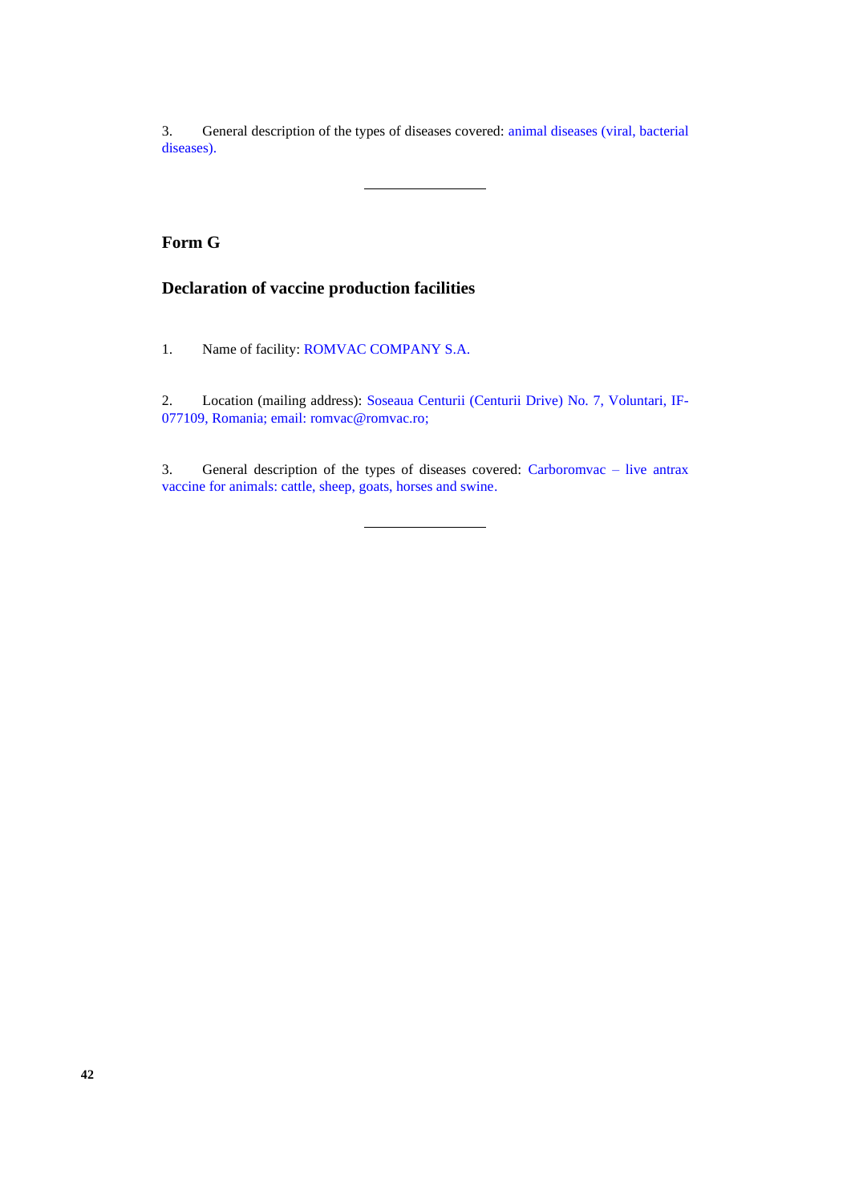3. General description of the types of diseases covered: animal diseases (viral, bacterial diseases).

---

## Form G

## Declaration of vaccine production facilities

1. Name of facility: ROMVAC COMPANY S.A.

2. Location (mailing address): Soseaua Centurii (Centurii Drive) No. 7, Voluntari, IF-077109, Romania; email: romvac@romvac.ro;

3. General description of the types of diseases covered: Carboromvac – live antrax vaccine for animals: cattle, sheep, goats, horses and swine.

---